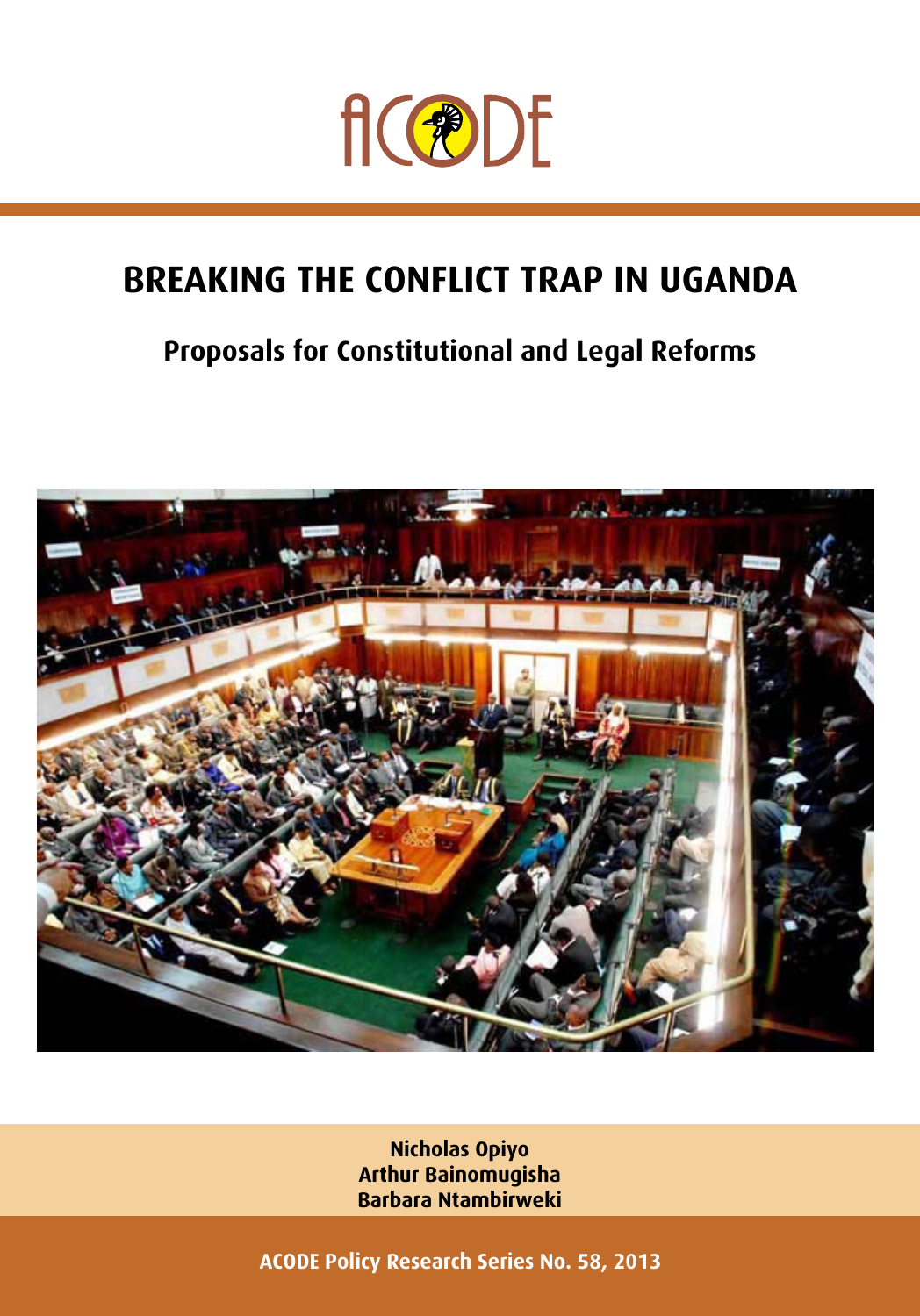ACODE

# BREAKING THE CONFLICT TRAP IN UGANDA

## Proposals for Constitutional and Legal Reforms

**Nicholas Opiyo**
**Arthur Bainomugisha**
**Barbara Ntambirweki**

**ACODE Policy Research Series No. 58, 2013**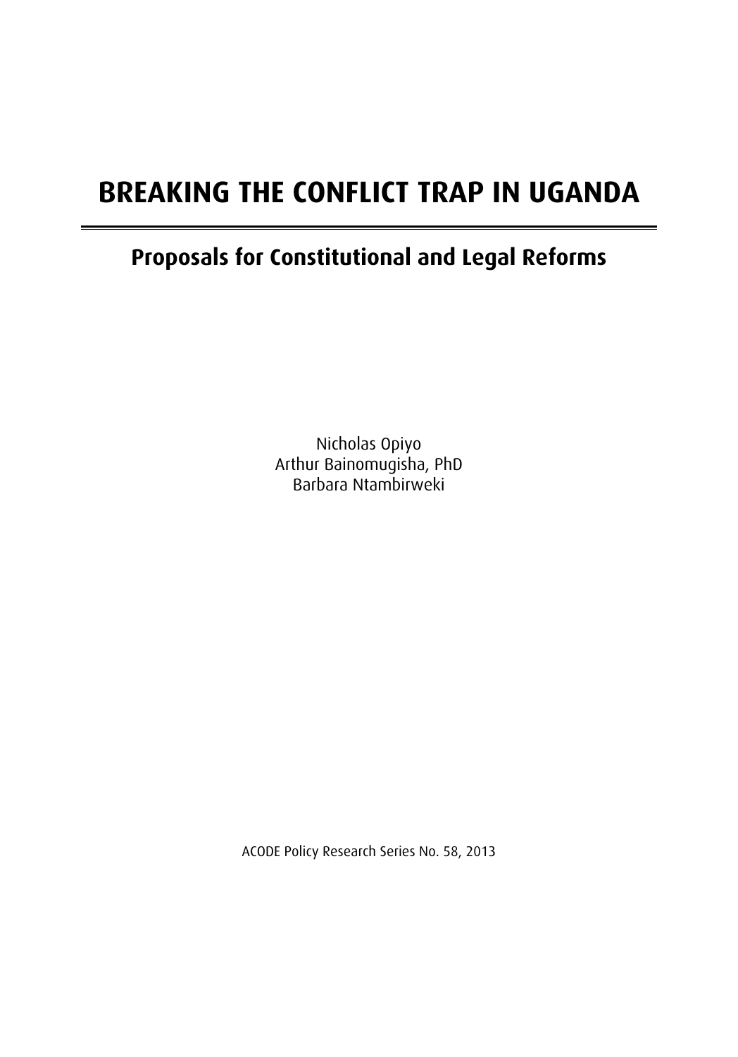# BREAKING THE CONFLICT TRAP IN UGANDA

## Proposals for Constitutional and Legal Reforms

Nicholas Opiyo
Arthur Bainomugisha, PhD
Barbara Ntambirweki

ACODE Policy Research Series No. 58, 2013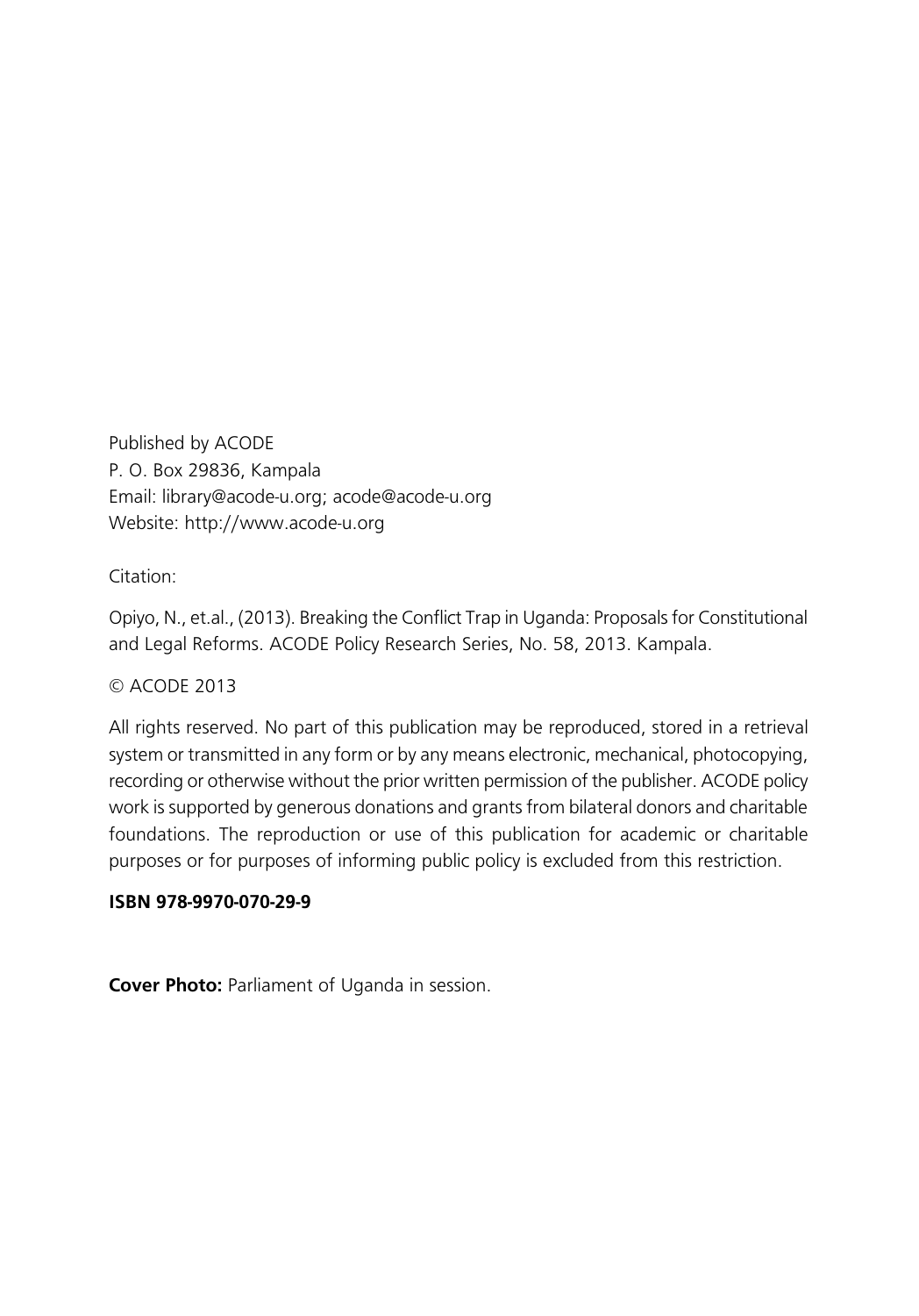Published by ACODE
P. O. Box 29836, Kampala
Email: library@acode-u.org; acode@acode-u.org
Website: http://www.acode-u.org

Citation:

Opiyo, N., et.al., (2013). Breaking the Conflict Trap in Uganda: Proposals for Constitutional and Legal Reforms. ACODE Policy Research Series, No. 58, 2013. Kampala.

© ACODE 2013

All rights reserved. No part of this publication may be reproduced, stored in a retrieval system or transmitted in any form or by any means electronic, mechanical, photocopying, recording or otherwise without the prior written permission of the publisher. ACODE policy work is supported by generous donations and grants from bilateral donors and charitable foundations. The reproduction or use of this publication for academic or charitable purposes or for purposes of informing public policy is excluded from this restriction.

**ISBN 978-9970-070-29-9**

**Cover Photo:** Parliament of Uganda in session.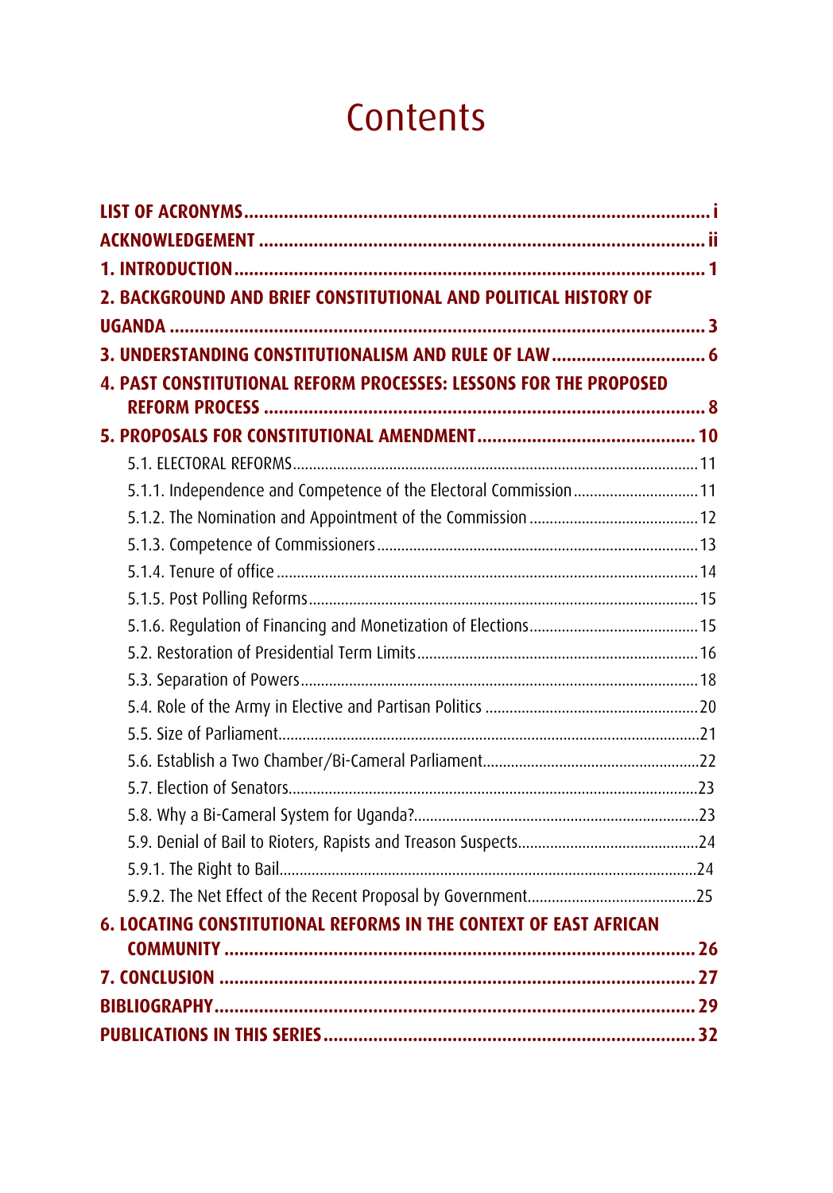# Contents

- **LIST OF ACRONYMS** ..... i
- **ACKNOWLEDGEMENT** ..... ii
- **1. INTRODUCTION** ..... 1
- **2. BACKGROUND AND BRIEF CONSTITUTIONAL AND POLITICAL HISTORY OF UGANDA** ..... 3
- **3. UNDERSTANDING CONSTITUTIONALISM AND RULE OF LAW** ..... 6
- **4. PAST CONSTITUTIONAL REFORM PROCESSES: LESSONS FOR THE PROPOSED REFORM PROCESS** ..... 8
- **5. PROPOSALS FOR CONSTITUTIONAL AMENDMENT** ..... 10
  - 5.1. ELECTORAL REFORMS ..... 11
  - 5.1.1. Independence and Competence of the Electoral Commission ..... 11
  - 5.1.2. The Nomination and Appointment of the Commission ..... 12
  - 5.1.3. Competence of Commissioners ..... 13
  - 5.1.4. Tenure of office ..... 14
  - 5.1.5. Post Polling Reforms ..... 15
  - 5.1.6. Regulation of Financing and Monetization of Elections ..... 15
  - 5.2. Restoration of Presidential Term Limits ..... 16
  - 5.3. Separation of Powers ..... 18
  - 5.4. Role of the Army in Elective and Partisan Politics ..... 20
  - 5.5. Size of Parliament ..... 21
  - 5.6. Establish a Two Chamber/Bi-Cameral Parliament ..... 22
  - 5.7. Election of Senators ..... 23
  - 5.8. Why a Bi-Cameral System for Uganda? ..... 23
  - 5.9. Denial of Bail to Rioters, Rapists and Treason Suspects ..... 24
  - 5.9.1. The Right to Bail ..... 24
  - 5.9.2. The Net Effect of the Recent Proposal by Government ..... 25
- **6. LOCATING CONSTITUTIONAL REFORMS IN THE CONTEXT OF EAST AFRICAN COMMUNITY** ..... 26
- **7. CONCLUSION** ..... 27
- **BIBLIOGRAPHY** ..... 29
- **PUBLICATIONS IN THIS SERIES** ..... 32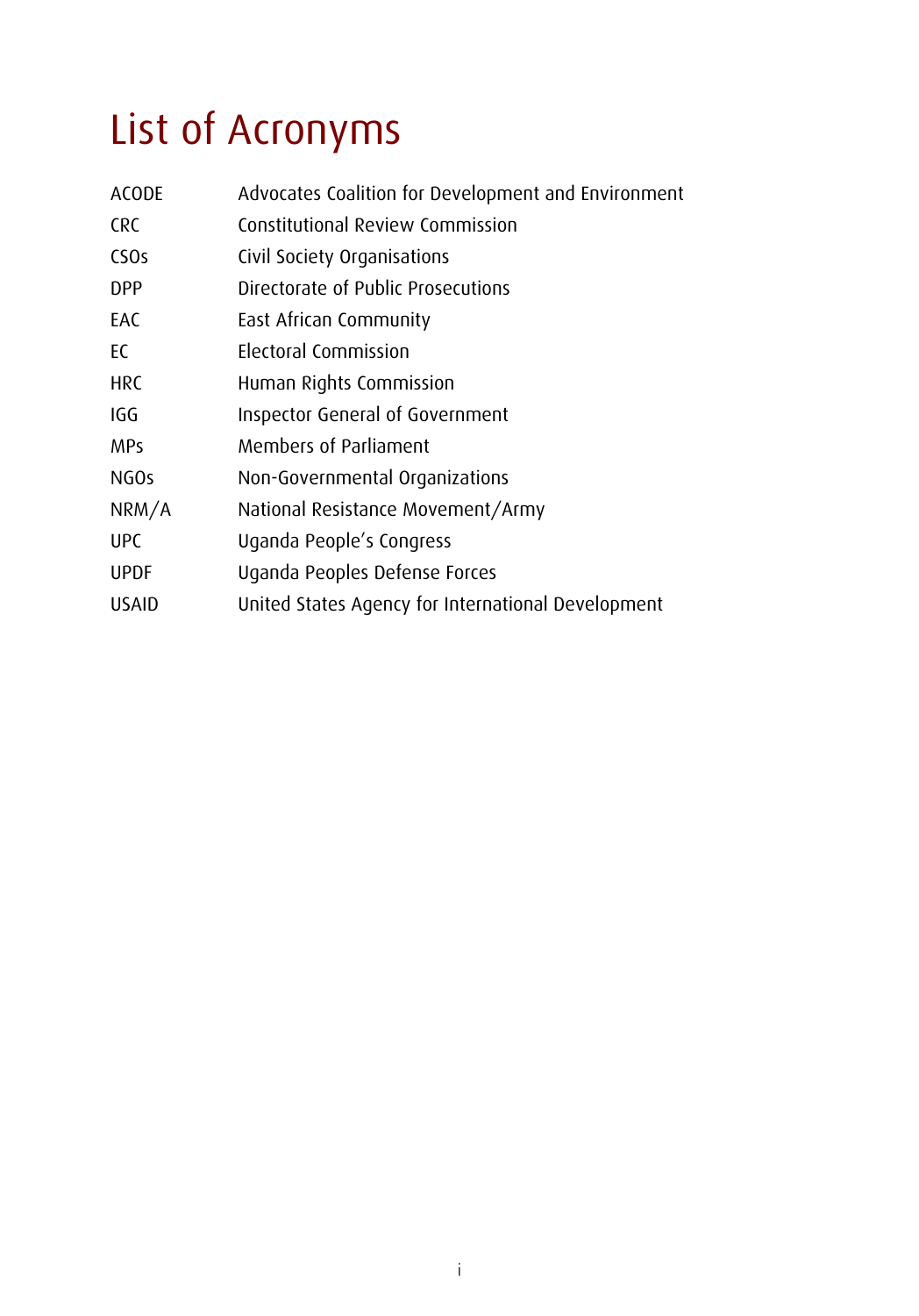# List of Acronyms

| | |
|---|---|
| ACODE | Advocates Coalition for Development and Environment |
| CRC | Constitutional Review Commission |
| CSOs | Civil Society Organisations |
| DPP | Directorate of Public Prosecutions |
| EAC | East African Community |
| EC | Electoral Commission |
| HRC | Human Rights Commission |
| IGG | Inspector General of Government |
| MPs | Members of Parliament |
| NGOs | Non-Governmental Organizations |
| NRM/A | National Resistance Movement/Army |
| UPC | Uganda People's Congress |
| UPDF | Uganda Peoples Defense Forces |
| USAID | United States Agency for International Development |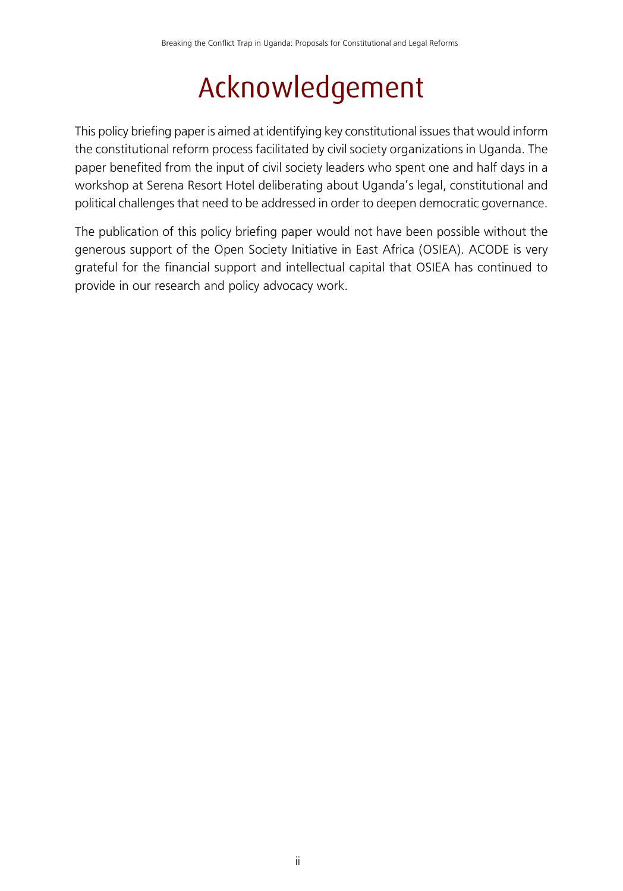# Acknowledgement

This policy briefing paper is aimed at identifying key constitutional issues that would inform the constitutional reform process facilitated by civil society organizations in Uganda. The paper benefited from the input of civil society leaders who spent one and half days in a workshop at Serena Resort Hotel deliberating about Uganda's legal, constitutional and political challenges that need to be addressed in order to deepen democratic governance.

The publication of this policy briefing paper would not have been possible without the generous support of the Open Society Initiative in East Africa (OSIEA). ACODE is very grateful for the financial support and intellectual capital that OSIEA has continued to provide in our research and policy advocacy work.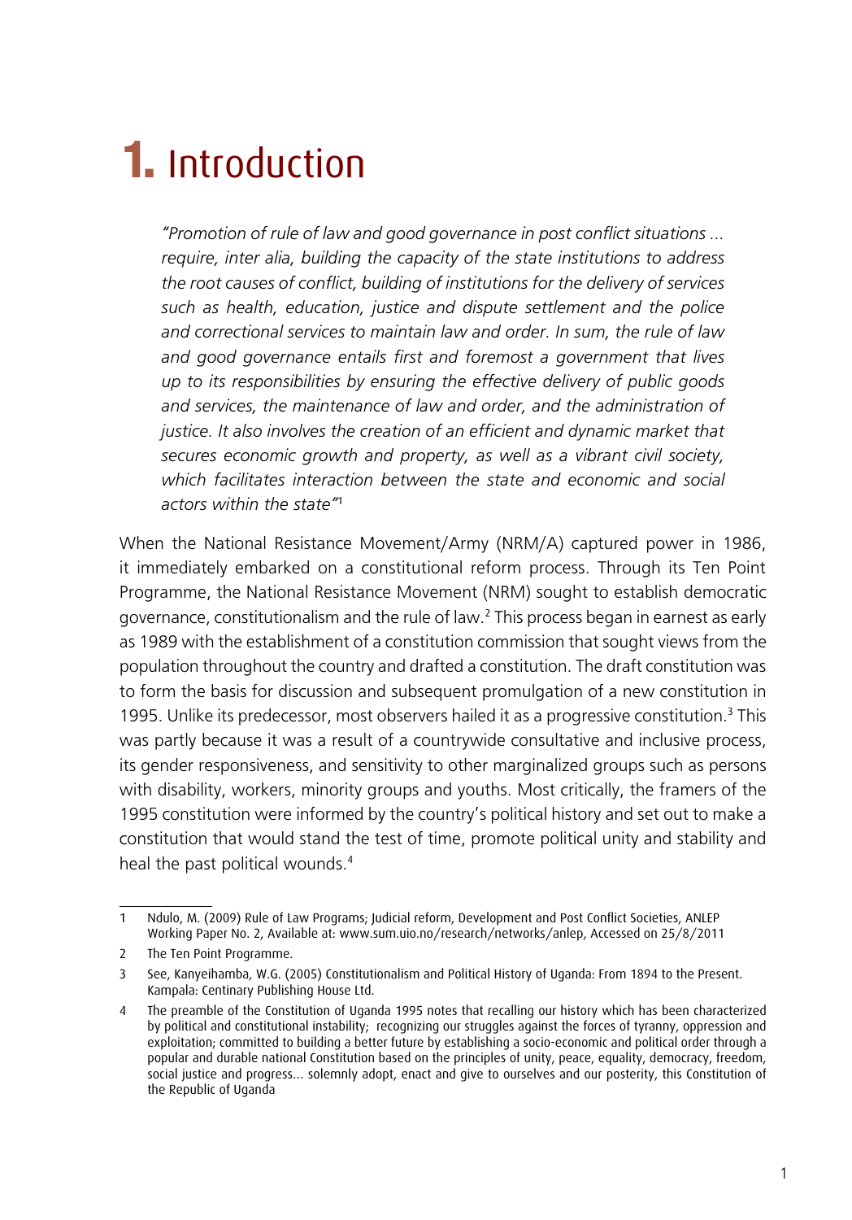# 1. Introduction

> *"Promotion of rule of law and good governance in post conflict situations ... require, inter alia, building the capacity of the state institutions to address the root causes of conflict, building of institutions for the delivery of services such as health, education, justice and dispute settlement and the police and correctional services to maintain law and order. In sum, the rule of law and good governance entails first and foremost a government that lives up to its responsibilities by ensuring the effective delivery of public goods and services, the maintenance of law and order, and the administration of justice. It also involves the creation of an efficient and dynamic market that secures economic growth and property, as well as a vibrant civil society, which facilitates interaction between the state and economic and social actors within the state"*[1]

When the National Resistance Movement/Army (NRM/A) captured power in 1986, it immediately embarked on a constitutional reform process. Through its Ten Point Programme, the National Resistance Movement (NRM) sought to establish democratic governance, constitutionalism and the rule of law.[2] This process began in earnest as early as 1989 with the establishment of a constitution commission that sought views from the population throughout the country and drafted a constitution. The draft constitution was to form the basis for discussion and subsequent promulgation of a new constitution in 1995. Unlike its predecessor, most observers hailed it as a progressive constitution.[3] This was partly because it was a result of a countrywide consultative and inclusive process, its gender responsiveness, and sensitivity to other marginalized groups such as persons with disability, workers, minority groups and youths. Most critically, the framers of the 1995 constitution were informed by the country's political history and set out to make a constitution that would stand the test of time, promote political unity and stability and heal the past political wounds.[4]

---

1 Ndulo, M. (2009) Rule of Law Programs; Judicial reform, Development and Post Conflict Societies, ANLEP Working Paper No. 2, Available at: www.sum.uio.no/research/networks/anlep, Accessed on 25/8/2011

2 The Ten Point Programme.

3 See, Kanyeihamba, W.G. (2005) Constitutionalism and Political History of Uganda: From 1894 to the Present. Kampala: Centinary Publishing House Ltd.

4 The preamble of the Constitution of Uganda 1995 notes that recalling our history which has been characterized by political and constitutional instability; recognizing our struggles against the forces of tyranny, oppression and exploitation; committed to building a better future by establishing a socio-economic and political order through a popular and durable national Constitution based on the principles of unity, peace, equality, democracy, freedom, social justice and progress... solemnly adopt, enact and give to ourselves and our posterity, this Constitution of the Republic of Uganda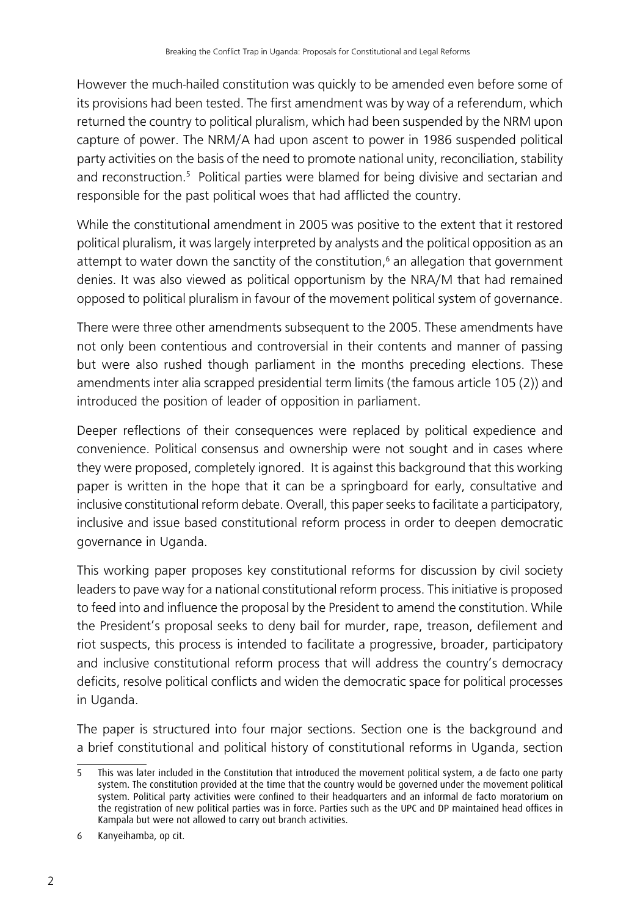However the much-hailed constitution was quickly to be amended even before some of its provisions had been tested. The first amendment was by way of a referendum, which returned the country to political pluralism, which had been suspended by the NRM upon capture of power. The NRM/A had upon ascent to power in 1986 suspended political party activities on the basis of the need to promote national unity, reconciliation, stability and reconstruction.[5] Political parties were blamed for being divisive and sectarian and responsible for the past political woes that had afflicted the country.

While the constitutional amendment in 2005 was positive to the extent that it restored political pluralism, it was largely interpreted by analysts and the political opposition as an attempt to water down the sanctity of the constitution,[6] an allegation that government denies. It was also viewed as political opportunism by the NRA/M that had remained opposed to political pluralism in favour of the movement political system of governance.

There were three other amendments subsequent to the 2005. These amendments have not only been contentious and controversial in their contents and manner of passing but were also rushed though parliament in the months preceding elections. These amendments inter alia scrapped presidential term limits (the famous article 105 (2)) and introduced the position of leader of opposition in parliament.

Deeper reflections of their consequences were replaced by political expedience and convenience. Political consensus and ownership were not sought and in cases where they were proposed, completely ignored. It is against this background that this working paper is written in the hope that it can be a springboard for early, consultative and inclusive constitutional reform debate. Overall, this paper seeks to facilitate a participatory, inclusive and issue based constitutional reform process in order to deepen democratic governance in Uganda.

This working paper proposes key constitutional reforms for discussion by civil society leaders to pave way for a national constitutional reform process. This initiative is proposed to feed into and influence the proposal by the President to amend the constitution. While the President's proposal seeks to deny bail for murder, rape, treason, defilement and riot suspects, this process is intended to facilitate a progressive, broader, participatory and inclusive constitutional reform process that will address the country's democracy deficits, resolve political conflicts and widen the democratic space for political processes in Uganda.

The paper is structured into four major sections. Section one is the background and a brief constitutional and political history of constitutional reforms in Uganda, section

---

5 This was later included in the Constitution that introduced the movement political system, a de facto one party system. The constitution provided at the time that the country would be governed under the movement political system. Political party activities were confined to their headquarters and an informal de facto moratorium on the registration of new political parties was in force. Parties such as the UPC and DP maintained head offices in Kampala but were not allowed to carry out branch activities.

6 Kanyeihamba, op cit.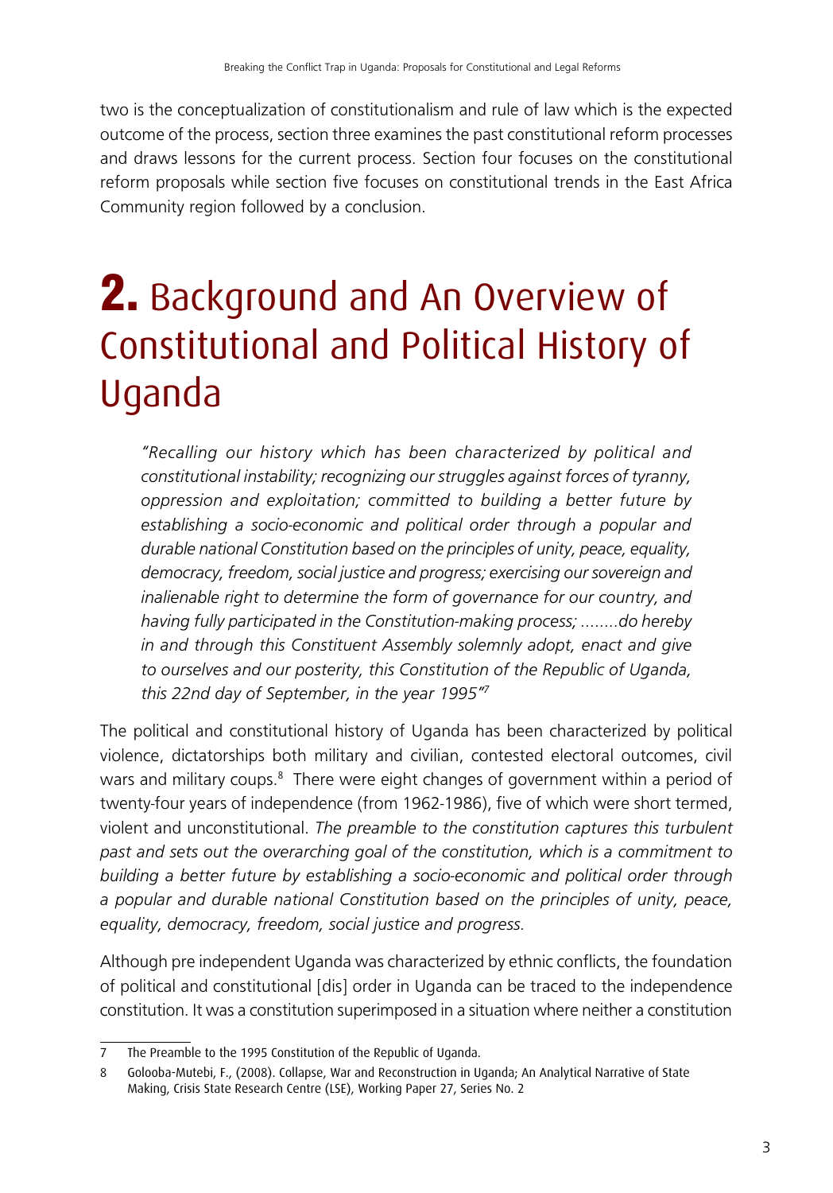two is the conceptualization of constitutionalism and rule of law which is the expected outcome of the process, section three examines the past constitutional reform processes and draws lessons for the current process. Section four focuses on the constitutional reform proposals while section five focuses on constitutional trends in the East Africa Community region followed by a conclusion.

# 2. Background and An Overview of Constitutional and Political History of Uganda

> *"Recalling our history which has been characterized by political and constitutional instability; recognizing our struggles against forces of tyranny, oppression and exploitation; committed to building a better future by establishing a socio-economic and political order through a popular and durable national Constitution based on the principles of unity, peace, equality, democracy, freedom, social justice and progress; exercising our sovereign and inalienable right to determine the form of governance for our country, and having fully participated in the Constitution-making process; ........do hereby in and through this Constituent Assembly solemnly adopt, enact and give to ourselves and our posterity, this Constitution of the Republic of Uganda, this 22nd day of September, in the year 1995"*[7]

The political and constitutional history of Uganda has been characterized by political violence, dictatorships both military and civilian, contested electoral outcomes, civil wars and military coups.[8] There were eight changes of government within a period of twenty-four years of independence (from 1962-1986), five of which were short termed, violent and unconstitutional. *The preamble to the constitution captures this turbulent past and sets out the overarching goal of the constitution, which is a commitment to building a better future by establishing a socio-economic and political order through a popular and durable national Constitution based on the principles of unity, peace, equality, democracy, freedom, social justice and progress.*

Although pre independent Uganda was characterized by ethnic conflicts, the foundation of political and constitutional [dis] order in Uganda can be traced to the independence constitution. It was a constitution superimposed in a situation where neither a constitution

---

7 The Preamble to the 1995 Constitution of the Republic of Uganda.

8 Golooba-Mutebi, F., (2008). Collapse, War and Reconstruction in Uganda; An Analytical Narrative of State Making, Crisis State Research Centre (LSE), Working Paper 27, Series No. 2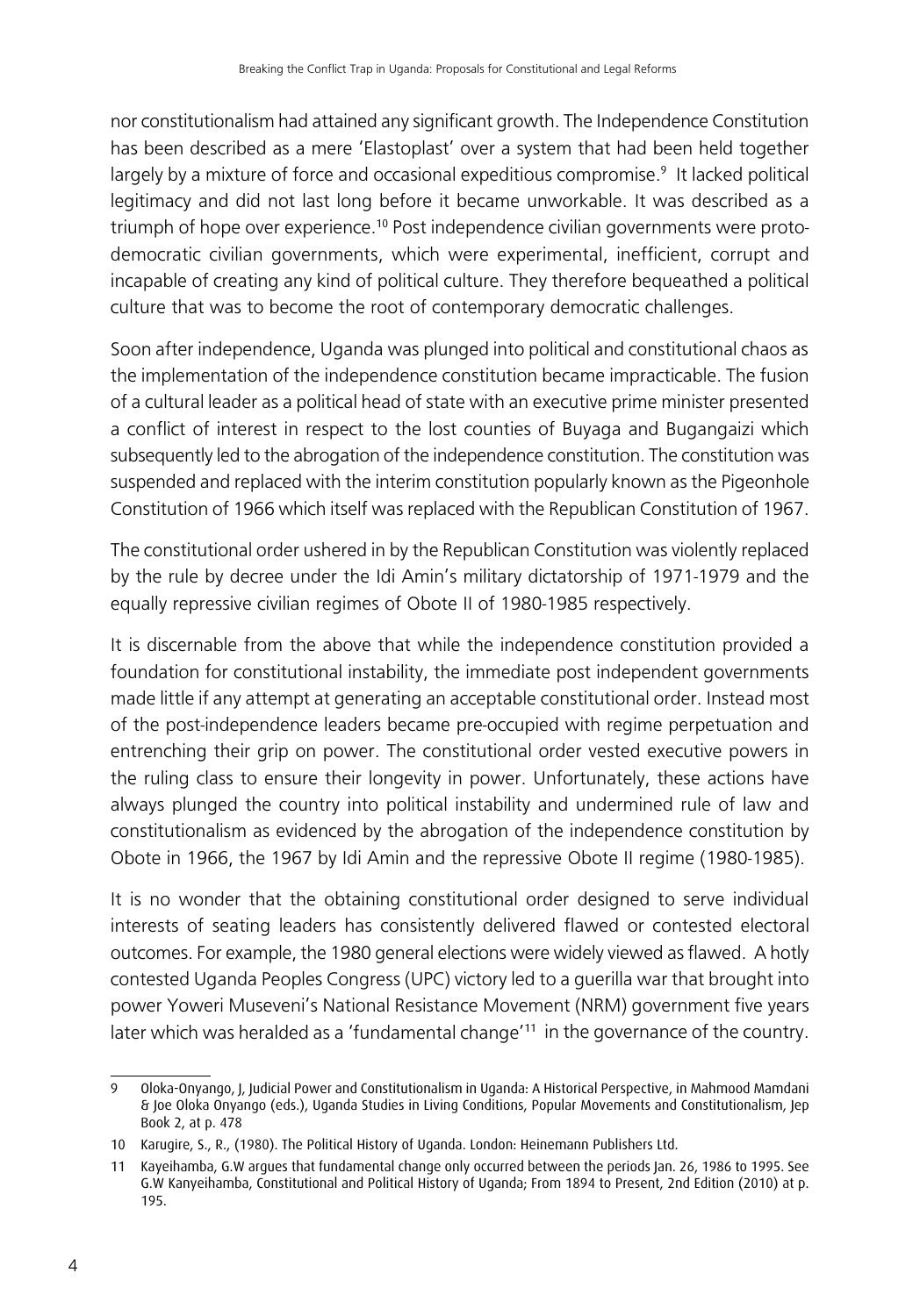nor constitutionalism had attained any significant growth. The Independence Constitution has been described as a mere 'Elastoplast' over a system that had been held together largely by a mixture of force and occasional expeditious compromise.[9] It lacked political legitimacy and did not last long before it became unworkable. It was described as a triumph of hope over experience.[10] Post independence civilian governments were proto-democratic civilian governments, which were experimental, inefficient, corrupt and incapable of creating any kind of political culture. They therefore bequeathed a political culture that was to become the root of contemporary democratic challenges.

Soon after independence, Uganda was plunged into political and constitutional chaos as the implementation of the independence constitution became impracticable. The fusion of a cultural leader as a political head of state with an executive prime minister presented a conflict of interest in respect to the lost counties of Buyaga and Bugangaizi which subsequently led to the abrogation of the independence constitution. The constitution was suspended and replaced with the interim constitution popularly known as the Pigeonhole Constitution of 1966 which itself was replaced with the Republican Constitution of 1967.

The constitutional order ushered in by the Republican Constitution was violently replaced by the rule by decree under the Idi Amin's military dictatorship of 1971-1979 and the equally repressive civilian regimes of Obote II of 1980-1985 respectively.

It is discernable from the above that while the independence constitution provided a foundation for constitutional instability, the immediate post independent governments made little if any attempt at generating an acceptable constitutional order. Instead most of the post-independence leaders became pre-occupied with regime perpetuation and entrenching their grip on power. The constitutional order vested executive powers in the ruling class to ensure their longevity in power. Unfortunately, these actions have always plunged the country into political instability and undermined rule of law and constitutionalism as evidenced by the abrogation of the independence constitution by Obote in 1966, the 1967 by Idi Amin and the repressive Obote II regime (1980-1985).

It is no wonder that the obtaining constitutional order designed to serve individual interests of seating leaders has consistently delivered flawed or contested electoral outcomes. For example, the 1980 general elections were widely viewed as flawed. A hotly contested Uganda Peoples Congress (UPC) victory led to a guerilla war that brought into power Yoweri Museveni's National Resistance Movement (NRM) government five years later which was heralded as a 'fundamental change'[11] in the governance of the country.

---

9 Oloka-Onyango, J, Judicial Power and Constitutionalism in Uganda: A Historical Perspective, in Mahmood Mamdani & Joe Oloka Onyango (eds.), Uganda Studies in Living Conditions, Popular Movements and Constitutionalism, Jep Book 2, at p. 478

10 Karugire, S., R., (1980). The Political History of Uganda. London: Heinemann Publishers Ltd.

11 Kayeihamba, G.W argues that fundamental change only occurred between the periods Jan. 26, 1986 to 1995. See G.W Kanyeihamba, Constitutional and Political History of Uganda; From 1894 to Present, 2nd Edition (2010) at p. 195.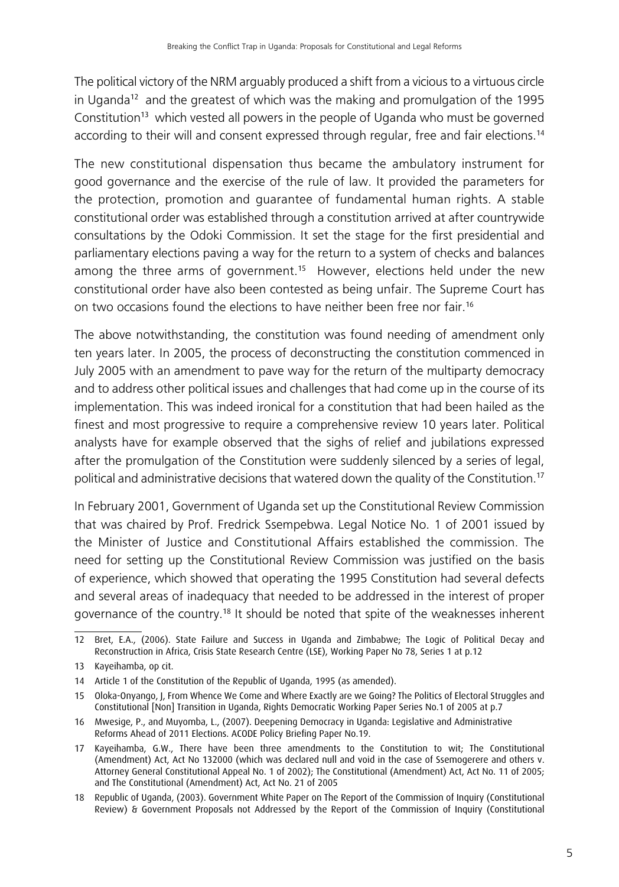The political victory of the NRM arguably produced a shift from a vicious to a virtuous circle in Uganda[12] and the greatest of which was the making and promulgation of the 1995 Constitution[13] which vested all powers in the people of Uganda who must be governed according to their will and consent expressed through regular, free and fair elections.[14]

The new constitutional dispensation thus became the ambulatory instrument for good governance and the exercise of the rule of law. It provided the parameters for the protection, promotion and guarantee of fundamental human rights. A stable constitutional order was established through a constitution arrived at after countrywide consultations by the Odoki Commission. It set the stage for the first presidential and parliamentary elections paving a way for the return to a system of checks and balances among the three arms of government.[15] However, elections held under the new constitutional order have also been contested as being unfair. The Supreme Court has on two occasions found the elections to have neither been free nor fair.[16]

The above notwithstanding, the constitution was found needing of amendment only ten years later. In 2005, the process of deconstructing the constitution commenced in July 2005 with an amendment to pave way for the return of the multiparty democracy and to address other political issues and challenges that had come up in the course of its implementation. This was indeed ironical for a constitution that had been hailed as the finest and most progressive to require a comprehensive review 10 years later. Political analysts have for example observed that the sighs of relief and jubilations expressed after the promulgation of the Constitution were suddenly silenced by a series of legal, political and administrative decisions that watered down the quality of the Constitution.[17]

In February 2001, Government of Uganda set up the Constitutional Review Commission that was chaired by Prof. Fredrick Ssempebwa. Legal Notice No. 1 of 2001 issued by the Minister of Justice and Constitutional Affairs established the commission. The need for setting up the Constitutional Review Commission was justified on the basis of experience, which showed that operating the 1995 Constitution had several defects and several areas of inadequacy that needed to be addressed in the interest of proper governance of the country.[18] It should be noted that spite of the weaknesses inherent

---

12 Bret, E.A., (2006). State Failure and Success in Uganda and Zimbabwe; The Logic of Political Decay and Reconstruction in Africa, Crisis State Research Centre (LSE), Working Paper No 78, Series 1 at p.12

13 Kayeihamba, op cit.

14 Article 1 of the Constitution of the Republic of Uganda, 1995 (as amended).

15 Oloka-Onyango, J, From Whence We Come and Where Exactly are we Going? The Politics of Electoral Struggles and Constitutional [Non] Transition in Uganda, Rights Democratic Working Paper Series No.1 of 2005 at p.7

16 Mwesige, P., and Muyomba, L., (2007). Deepening Democracy in Uganda: Legislative and Administrative Reforms Ahead of 2011 Elections. ACODE Policy Briefing Paper No.19.

17 Kayeihamba, G.W., There have been three amendments to the Constitution to wit; The Constitutional (Amendment) Act, Act No 132000 (which was declared null and void in the case of Ssemogerere and others v. Attorney General Constitutional Appeal No. 1 of 2002); The Constitutional (Amendment) Act, Act No. 11 of 2005; and The Constitutional (Amendment) Act, Act No. 21 of 2005

18 Republic of Uganda, (2003). Government White Paper on The Report of the Commission of Inquiry (Constitutional Review) & Government Proposals not Addressed by the Report of the Commission of Inquiry (Constitutional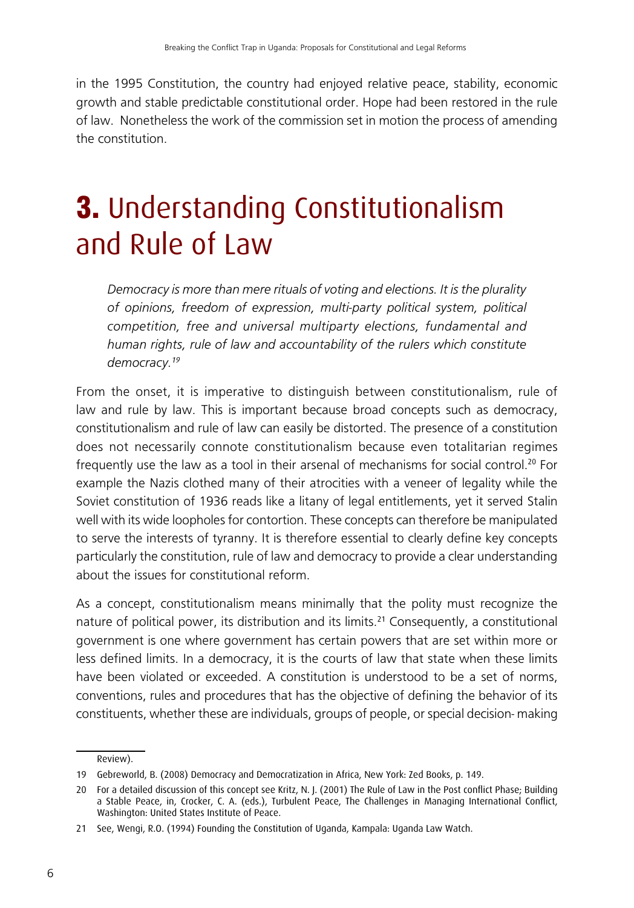in the 1995 Constitution, the country had enjoyed relative peace, stability, economic growth and stable predictable constitutional order. Hope had been restored in the rule of law. Nonetheless the work of the commission set in motion the process of amending the constitution.

# 3. Understanding Constitutionalism and Rule of Law

> *Democracy is more than mere rituals of voting and elections. It is the plurality of opinions, freedom of expression, multi-party political system, political competition, free and universal multiparty elections, fundamental and human rights, rule of law and accountability of the rulers which constitute democracy.*[19]

From the onset, it is imperative to distinguish between constitutionalism, rule of law and rule by law. This is important because broad concepts such as democracy, constitutionalism and rule of law can easily be distorted. The presence of a constitution does not necessarily connote constitutionalism because even totalitarian regimes frequently use the law as a tool in their arsenal of mechanisms for social control.[20] For example the Nazis clothed many of their atrocities with a veneer of legality while the Soviet constitution of 1936 reads like a litany of legal entitlements, yet it served Stalin well with its wide loopholes for contortion. These concepts can therefore be manipulated to serve the interests of tyranny. It is therefore essential to clearly define key concepts particularly the constitution, rule of law and democracy to provide a clear understanding about the issues for constitutional reform.

As a concept, constitutionalism means minimally that the polity must recognize the nature of political power, its distribution and its limits.[21] Consequently, a constitutional government is one where government has certain powers that are set within more or less defined limits. In a democracy, it is the courts of law that state when these limits have been violated or exceeded. A constitution is understood to be a set of norms, conventions, rules and procedures that has the objective of defining the behavior of its constituents, whether these are individuals, groups of people, or special decision- making

---

Review).

19 Gebreworld, B. (2008) Democracy and Democratization in Africa, New York: Zed Books, p. 149.

20 For a detailed discussion of this concept see Kritz, N. J. (2001) The Rule of Law in the Post conflict Phase; Building a Stable Peace, in, Crocker, C. A. (eds.), Turbulent Peace, The Challenges in Managing International Conflict, Washington: United States Institute of Peace.

21 See, Wengi, R.O. (1994) Founding the Constitution of Uganda, Kampala: Uganda Law Watch.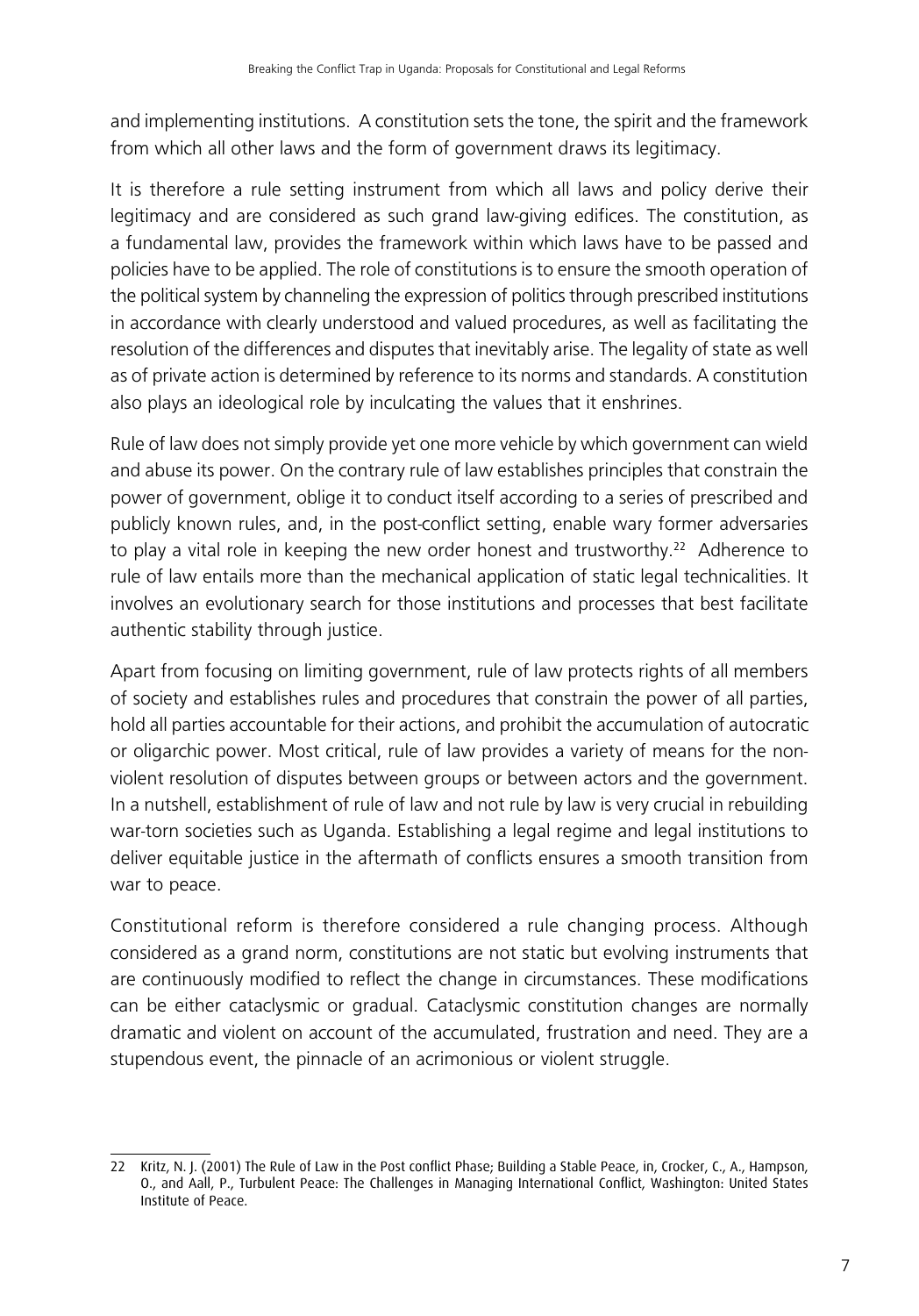and implementing institutions. A constitution sets the tone, the spirit and the framework from which all other laws and the form of government draws its legitimacy.

It is therefore a rule setting instrument from which all laws and policy derive their legitimacy and are considered as such grand law-giving edifices. The constitution, as a fundamental law, provides the framework within which laws have to be passed and policies have to be applied. The role of constitutions is to ensure the smooth operation of the political system by channeling the expression of politics through prescribed institutions in accordance with clearly understood and valued procedures, as well as facilitating the resolution of the differences and disputes that inevitably arise. The legality of state as well as of private action is determined by reference to its norms and standards. A constitution also plays an ideological role by inculcating the values that it enshrines.

Rule of law does not simply provide yet one more vehicle by which government can wield and abuse its power. On the contrary rule of law establishes principles that constrain the power of government, oblige it to conduct itself according to a series of prescribed and publicly known rules, and, in the post-conflict setting, enable wary former adversaries to play a vital role in keeping the new order honest and trustworthy.[22] Adherence to rule of law entails more than the mechanical application of static legal technicalities. It involves an evolutionary search for those institutions and processes that best facilitate authentic stability through justice.

Apart from focusing on limiting government, rule of law protects rights of all members of society and establishes rules and procedures that constrain the power of all parties, hold all parties accountable for their actions, and prohibit the accumulation of autocratic or oligarchic power. Most critical, rule of law provides a variety of means for the non-violent resolution of disputes between groups or between actors and the government. In a nutshell, establishment of rule of law and not rule by law is very crucial in rebuilding war-torn societies such as Uganda. Establishing a legal regime and legal institutions to deliver equitable justice in the aftermath of conflicts ensures a smooth transition from war to peace.

Constitutional reform is therefore considered a rule changing process. Although considered as a grand norm, constitutions are not static but evolving instruments that are continuously modified to reflect the change in circumstances. These modifications can be either cataclysmic or gradual. Cataclysmic constitution changes are normally dramatic and violent on account of the accumulated, frustration and need. They are a stupendous event, the pinnacle of an acrimonious or violent struggle.

---

22 Kritz, N. J. (2001) The Rule of Law in the Post conflict Phase; Building a Stable Peace, in, Crocker, C., A., Hampson, O., and Aall, P., Turbulent Peace: The Challenges in Managing International Conflict, Washington: United States Institute of Peace.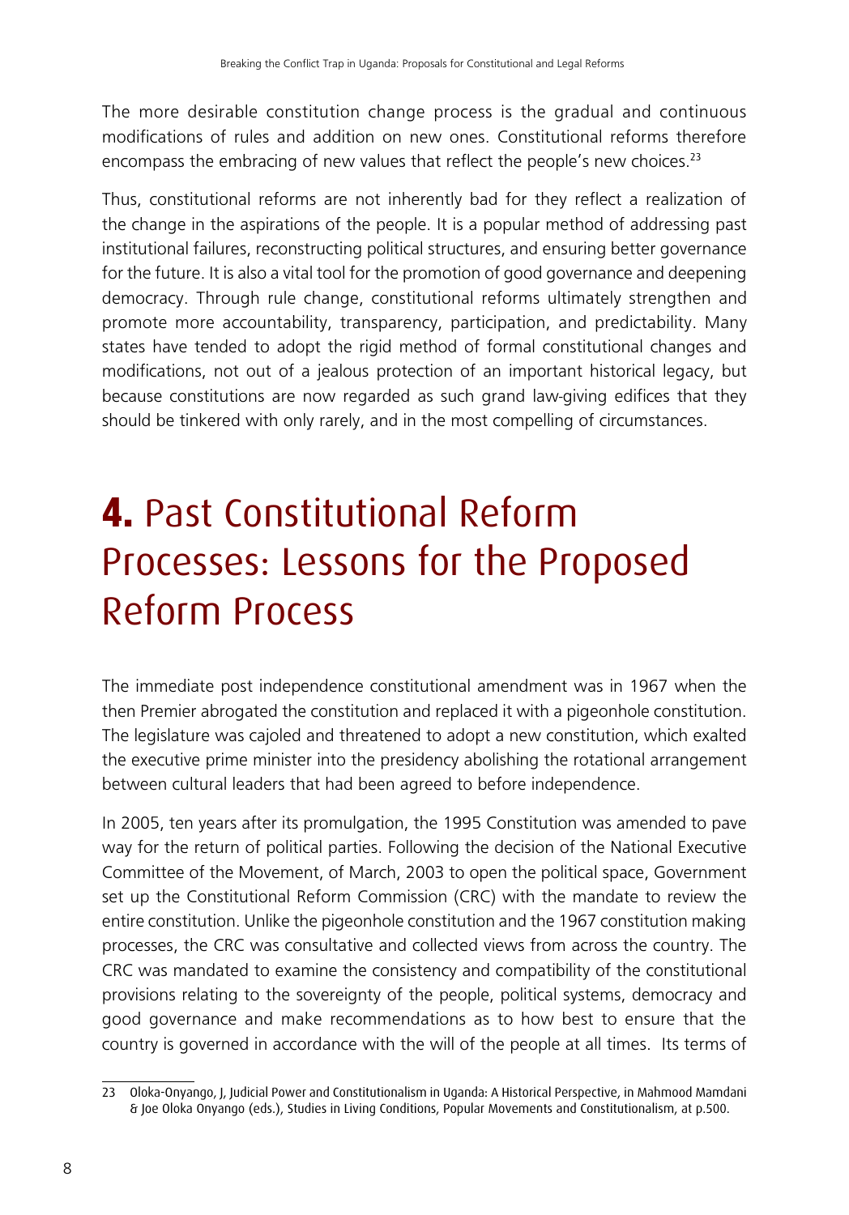The more desirable constitution change process is the gradual and continuous modifications of rules and addition on new ones. Constitutional reforms therefore encompass the embracing of new values that reflect the people's new choices.[23]

Thus, constitutional reforms are not inherently bad for they reflect a realization of the change in the aspirations of the people. It is a popular method of addressing past institutional failures, reconstructing political structures, and ensuring better governance for the future. It is also a vital tool for the promotion of good governance and deepening democracy. Through rule change, constitutional reforms ultimately strengthen and promote more accountability, transparency, participation, and predictability. Many states have tended to adopt the rigid method of formal constitutional changes and modifications, not out of a jealous protection of an important historical legacy, but because constitutions are now regarded as such grand law-giving edifices that they should be tinkered with only rarely, and in the most compelling of circumstances.

# **4.** Past Constitutional Reform Processes: Lessons for the Proposed Reform Process

The immediate post independence constitutional amendment was in 1967 when the then Premier abrogated the constitution and replaced it with a pigeonhole constitution. The legislature was cajoled and threatened to adopt a new constitution, which exalted the executive prime minister into the presidency abolishing the rotational arrangement between cultural leaders that had been agreed to before independence.

In 2005, ten years after its promulgation, the 1995 Constitution was amended to pave way for the return of political parties. Following the decision of the National Executive Committee of the Movement, of March, 2003 to open the political space, Government set up the Constitutional Reform Commission (CRC) with the mandate to review the entire constitution. Unlike the pigeonhole constitution and the 1967 constitution making processes, the CRC was consultative and collected views from across the country. The CRC was mandated to examine the consistency and compatibility of the constitutional provisions relating to the sovereignty of the people, political systems, democracy and good governance and make recommendations as to how best to ensure that the country is governed in accordance with the will of the people at all times. Its terms of

---

23 Oloka-Onyango, J, Judicial Power and Constitutionalism in Uganda: A Historical Perspective, in Mahmood Mamdani & Joe Oloka Onyango (eds.), Studies in Living Conditions, Popular Movements and Constitutionalism, at p.500.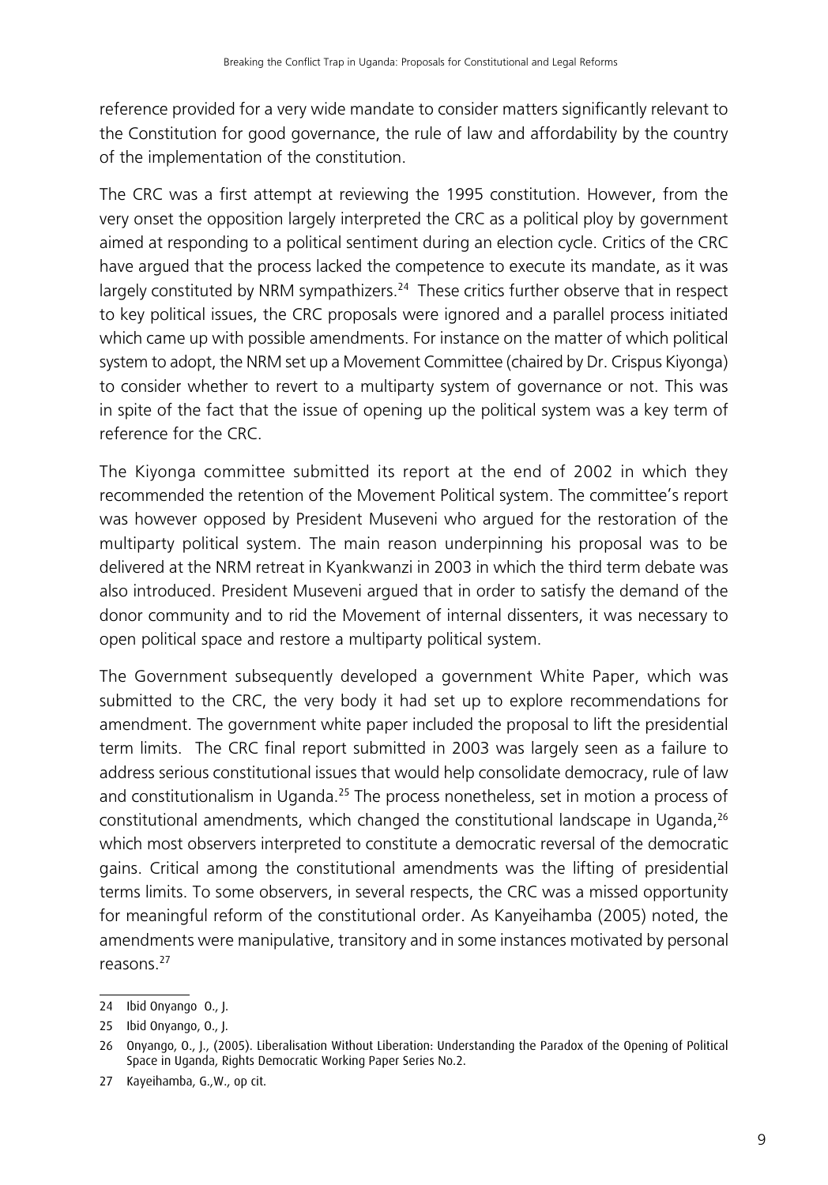reference provided for a very wide mandate to consider matters significantly relevant to the Constitution for good governance, the rule of law and affordability by the country of the implementation of the constitution.

The CRC was a first attempt at reviewing the 1995 constitution. However, from the very onset the opposition largely interpreted the CRC as a political ploy by government aimed at responding to a political sentiment during an election cycle. Critics of the CRC have argued that the process lacked the competence to execute its mandate, as it was largely constituted by NRM sympathizers.[24] These critics further observe that in respect to key political issues, the CRC proposals were ignored and a parallel process initiated which came up with possible amendments. For instance on the matter of which political system to adopt, the NRM set up a Movement Committee (chaired by Dr. Crispus Kiyonga) to consider whether to revert to a multiparty system of governance or not. This was in spite of the fact that the issue of opening up the political system was a key term of reference for the CRC.

The Kiyonga committee submitted its report at the end of 2002 in which they recommended the retention of the Movement Political system. The committee's report was however opposed by President Museveni who argued for the restoration of the multiparty political system. The main reason underpinning his proposal was to be delivered at the NRM retreat in Kyankwanzi in 2003 in which the third term debate was also introduced. President Museveni argued that in order to satisfy the demand of the donor community and to rid the Movement of internal dissenters, it was necessary to open political space and restore a multiparty political system.

The Government subsequently developed a government White Paper, which was submitted to the CRC, the very body it had set up to explore recommendations for amendment. The government white paper included the proposal to lift the presidential term limits. The CRC final report submitted in 2003 was largely seen as a failure to address serious constitutional issues that would help consolidate democracy, rule of law and constitutionalism in Uganda.[25] The process nonetheless, set in motion a process of constitutional amendments, which changed the constitutional landscape in Uganda,[26] which most observers interpreted to constitute a democratic reversal of the democratic gains. Critical among the constitutional amendments was the lifting of presidential terms limits. To some observers, in several respects, the CRC was a missed opportunity for meaningful reform of the constitutional order. As Kanyeihamba (2005) noted, the amendments were manipulative, transitory and in some instances motivated by personal reasons.[27]

---

24 Ibid Onyango O., J.

25 Ibid Onyango, O., J.

26 Onyango, O., J., (2005). Liberalisation Without Liberation: Understanding the Paradox of the Opening of Political Space in Uganda, Rights Democratic Working Paper Series No.2.

27 Kayeihamba, G.,W., op cit.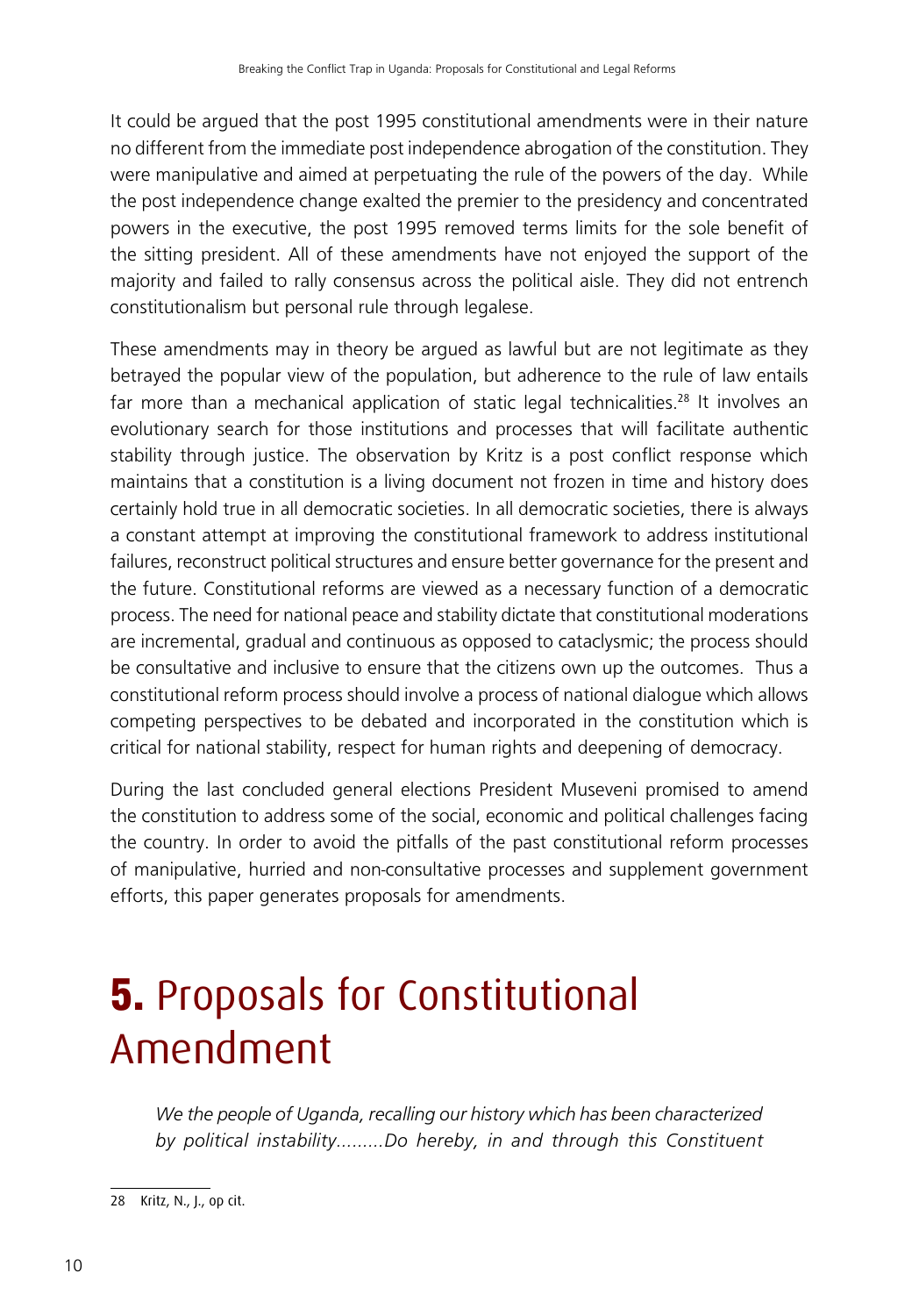It could be argued that the post 1995 constitutional amendments were in their nature no different from the immediate post independence abrogation of the constitution. They were manipulative and aimed at perpetuating the rule of the powers of the day. While the post independence change exalted the premier to the presidency and concentrated powers in the executive, the post 1995 removed terms limits for the sole benefit of the sitting president. All of these amendments have not enjoyed the support of the majority and failed to rally consensus across the political aisle. They did not entrench constitutionalism but personal rule through legalese.

These amendments may in theory be argued as lawful but are not legitimate as they betrayed the popular view of the population, but adherence to the rule of law entails far more than a mechanical application of static legal technicalities.[28] It involves an evolutionary search for those institutions and processes that will facilitate authentic stability through justice. The observation by Kritz is a post conflict response which maintains that a constitution is a living document not frozen in time and history does certainly hold true in all democratic societies. In all democratic societies, there is always a constant attempt at improving the constitutional framework to address institutional failures, reconstruct political structures and ensure better governance for the present and the future. Constitutional reforms are viewed as a necessary function of a democratic process. The need for national peace and stability dictate that constitutional moderations are incremental, gradual and continuous as opposed to cataclysmic; the process should be consultative and inclusive to ensure that the citizens own up the outcomes. Thus a constitutional reform process should involve a process of national dialogue which allows competing perspectives to be debated and incorporated in the constitution which is critical for national stability, respect for human rights and deepening of democracy.

During the last concluded general elections President Museveni promised to amend the constitution to address some of the social, economic and political challenges facing the country. In order to avoid the pitfalls of the past constitutional reform processes of manipulative, hurried and non-consultative processes and supplement government efforts, this paper generates proposals for amendments.

# **5.** Proposals for Constitutional Amendment

> *We the people of Uganda, recalling our history which has been characterized by political instability.........Do hereby, in and through this Constituent*

---

28 Kritz, N., J., op cit.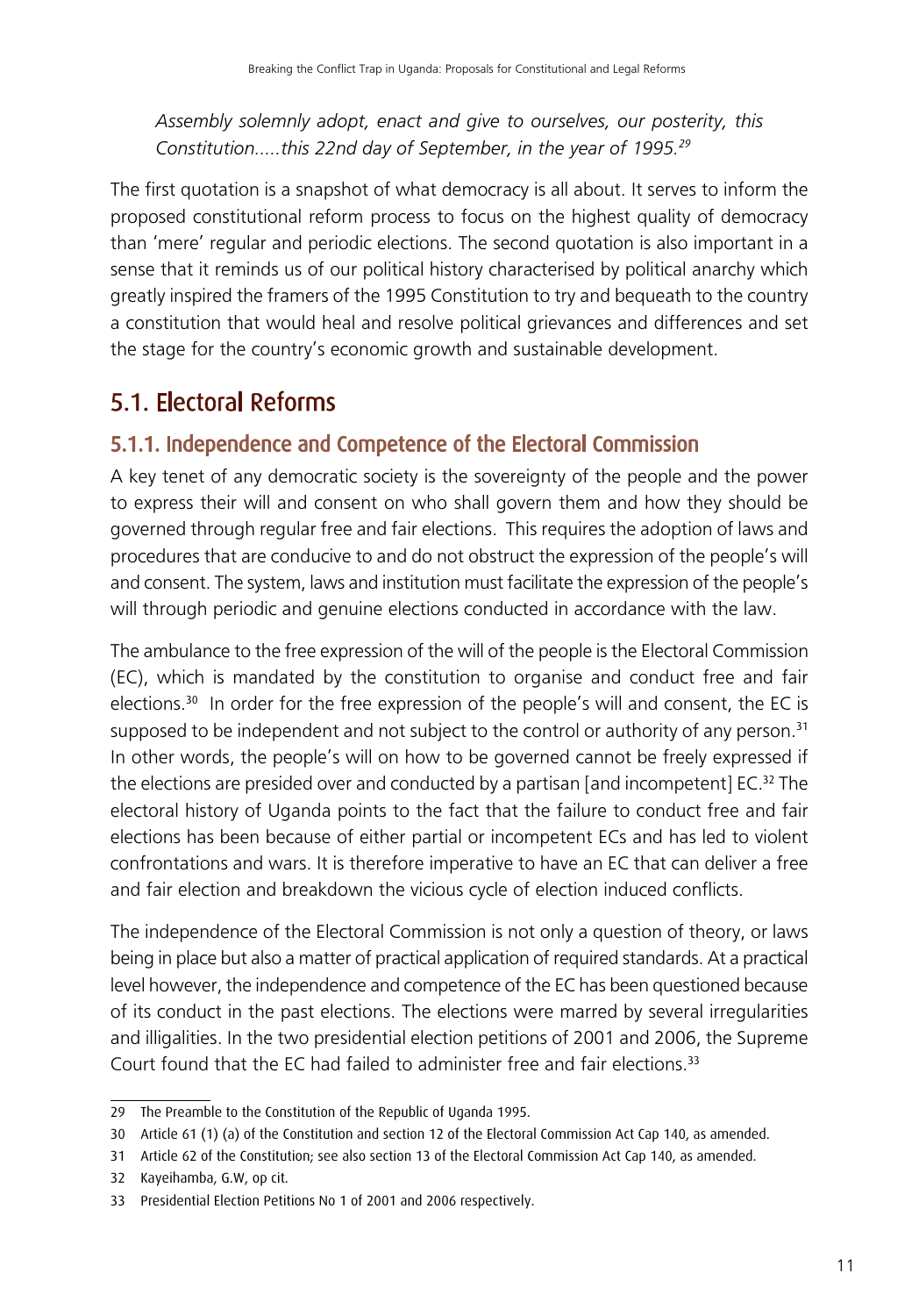*Assembly solemnly adopt, enact and give to ourselves, our posterity, this Constitution.....this 22nd day of September, in the year of 1995.*[29]

The first quotation is a snapshot of what democracy is all about. It serves to inform the proposed constitutional reform process to focus on the highest quality of democracy than 'mere' regular and periodic elections. The second quotation is also important in a sense that it reminds us of our political history characterised by political anarchy which greatly inspired the framers of the 1995 Constitution to try and bequeath to the country a constitution that would heal and resolve political grievances and differences and set the stage for the country's economic growth and sustainable development.

## 5.1. Electoral Reforms

### 5.1.1. Independence and Competence of the Electoral Commission

A key tenet of any democratic society is the sovereignty of the people and the power to express their will and consent on who shall govern them and how they should be governed through regular free and fair elections. This requires the adoption of laws and procedures that are conducive to and do not obstruct the expression of the people's will and consent. The system, laws and institution must facilitate the expression of the people's will through periodic and genuine elections conducted in accordance with the law.

The ambulance to the free expression of the will of the people is the Electoral Commission (EC), which is mandated by the constitution to organise and conduct free and fair elections.[30] In order for the free expression of the people's will and consent, the EC is supposed to be independent and not subject to the control or authority of any person.[31] In other words, the people's will on how to be governed cannot be freely expressed if the elections are presided over and conducted by a partisan [and incompetent] EC.[32] The electoral history of Uganda points to the fact that the failure to conduct free and fair elections has been because of either partial or incompetent ECs and has led to violent confrontations and wars. It is therefore imperative to have an EC that can deliver a free and fair election and breakdown the vicious cycle of election induced conflicts.

The independence of the Electoral Commission is not only a question of theory, or laws being in place but also a matter of practical application of required standards. At a practical level however, the independence and competence of the EC has been questioned because of its conduct in the past elections. The elections were marred by several irregularities and illigalities. In the two presidential election petitions of 2001 and 2006, the Supreme Court found that the EC had failed to administer free and fair elections.[33]

---

29 The Preamble to the Constitution of the Republic of Uganda 1995.

30 Article 61 (1) (a) of the Constitution and section 12 of the Electoral Commission Act Cap 140, as amended.

31 Article 62 of the Constitution; see also section 13 of the Electoral Commission Act Cap 140, as amended.

32 Kayeihamba, G.W, op cit.

33 Presidential Election Petitions No 1 of 2001 and 2006 respectively.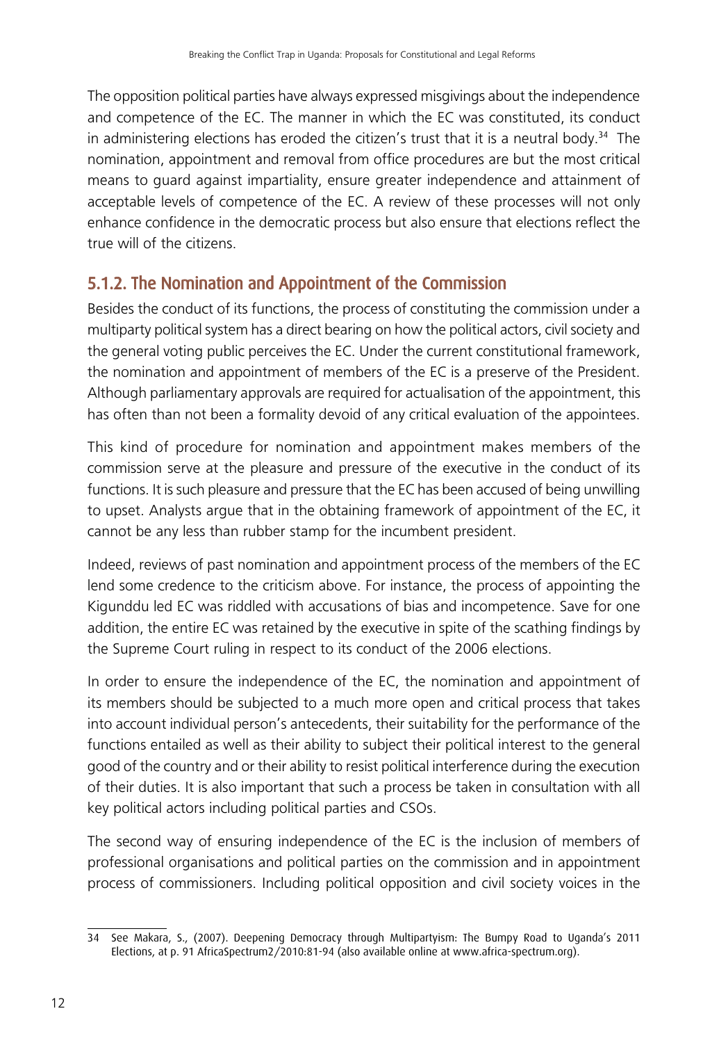The opposition political parties have always expressed misgivings about the independence and competence of the EC. The manner in which the EC was constituted, its conduct in administering elections has eroded the citizen's trust that it is a neutral body.[34] The nomination, appointment and removal from office procedures are but the most critical means to guard against impartiality, ensure greater independence and attainment of acceptable levels of competence of the EC. A review of these processes will not only enhance confidence in the democratic process but also ensure that elections reflect the true will of the citizens.

### 5.1.2. The Nomination and Appointment of the Commission

Besides the conduct of its functions, the process of constituting the commission under a multiparty political system has a direct bearing on how the political actors, civil society and the general voting public perceives the EC. Under the current constitutional framework, the nomination and appointment of members of the EC is a preserve of the President. Although parliamentary approvals are required for actualisation of the appointment, this has often than not been a formality devoid of any critical evaluation of the appointees.

This kind of procedure for nomination and appointment makes members of the commission serve at the pleasure and pressure of the executive in the conduct of its functions. It is such pleasure and pressure that the EC has been accused of being unwilling to upset. Analysts argue that in the obtaining framework of appointment of the EC, it cannot be any less than rubber stamp for the incumbent president.

Indeed, reviews of past nomination and appointment process of the members of the EC lend some credence to the criticism above. For instance, the process of appointing the Kigunddu led EC was riddled with accusations of bias and incompetence. Save for one addition, the entire EC was retained by the executive in spite of the scathing findings by the Supreme Court ruling in respect to its conduct of the 2006 elections.

In order to ensure the independence of the EC, the nomination and appointment of its members should be subjected to a much more open and critical process that takes into account individual person's antecedents, their suitability for the performance of the functions entailed as well as their ability to subject their political interest to the general good of the country and or their ability to resist political interference during the execution of their duties. It is also important that such a process be taken in consultation with all key political actors including political parties and CSOs.

The second way of ensuring independence of the EC is the inclusion of members of professional organisations and political parties on the commission and in appointment process of commissioners. Including political opposition and civil society voices in the

---

34 See Makara, S., (2007). Deepening Democracy through Multipartyism: The Bumpy Road to Uganda's 2011 Elections, at p. 91 AfricaSpectrum2/2010:81-94 (also available online at www.africa-spectrum.org).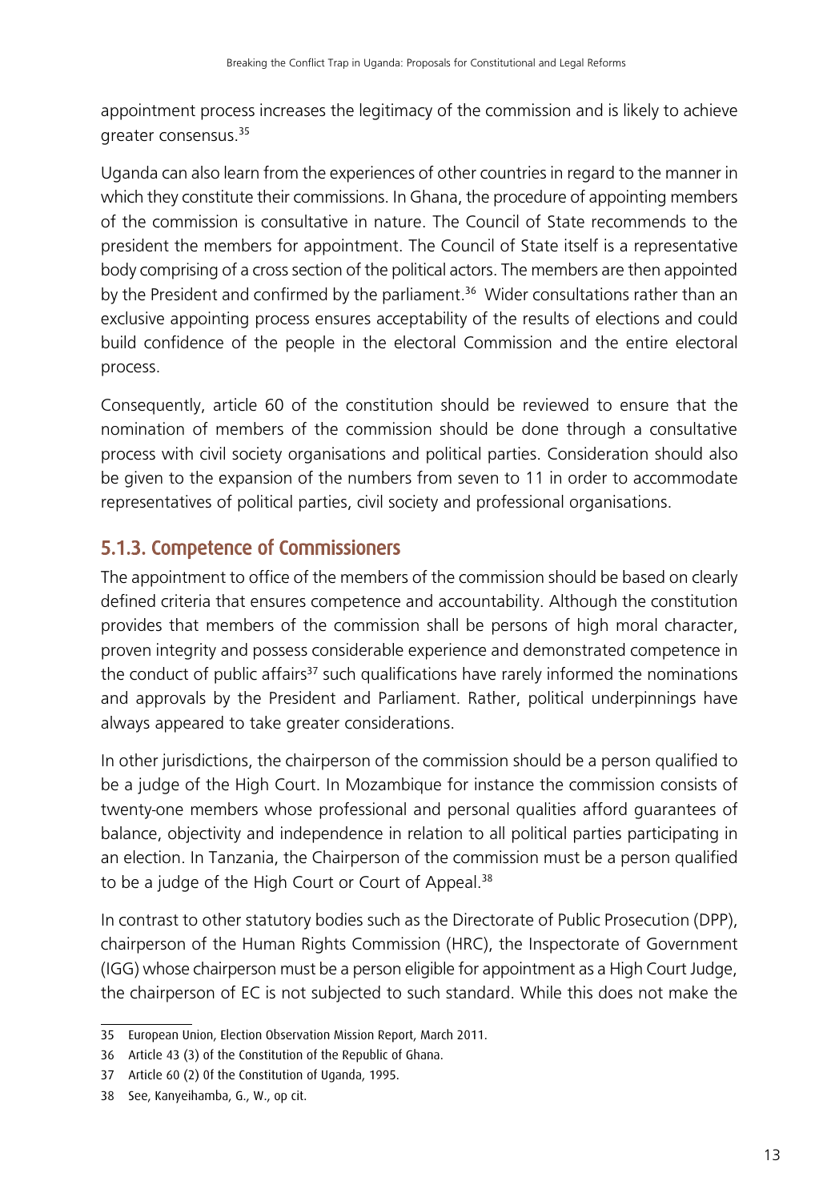appointment process increases the legitimacy of the commission and is likely to achieve greater consensus.[35]

Uganda can also learn from the experiences of other countries in regard to the manner in which they constitute their commissions. In Ghana, the procedure of appointing members of the commission is consultative in nature. The Council of State recommends to the president the members for appointment. The Council of State itself is a representative body comprising of a cross section of the political actors. The members are then appointed by the President and confirmed by the parliament.[36] Wider consultations rather than an exclusive appointing process ensures acceptability of the results of elections and could build confidence of the people in the electoral Commission and the entire electoral process.

Consequently, article 60 of the constitution should be reviewed to ensure that the nomination of members of the commission should be done through a consultative process with civil society organisations and political parties. Consideration should also be given to the expansion of the numbers from seven to 11 in order to accommodate representatives of political parties, civil society and professional organisations.

### 5.1.3. Competence of Commissioners

The appointment to office of the members of the commission should be based on clearly defined criteria that ensures competence and accountability. Although the constitution provides that members of the commission shall be persons of high moral character, proven integrity and possess considerable experience and demonstrated competence in the conduct of public affairs[37] such qualifications have rarely informed the nominations and approvals by the President and Parliament. Rather, political underpinnings have always appeared to take greater considerations.

In other jurisdictions, the chairperson of the commission should be a person qualified to be a judge of the High Court. In Mozambique for instance the commission consists of twenty-one members whose professional and personal qualities afford guarantees of balance, objectivity and independence in relation to all political parties participating in an election. In Tanzania, the Chairperson of the commission must be a person qualified to be a judge of the High Court or Court of Appeal.[38]

In contrast to other statutory bodies such as the Directorate of Public Prosecution (DPP), chairperson of the Human Rights Commission (HRC), the Inspectorate of Government (IGG) whose chairperson must be a person eligible for appointment as a High Court Judge, the chairperson of EC is not subjected to such standard. While this does not make the

---

35 European Union, Election Observation Mission Report, March 2011.

36 Article 43 (3) of the Constitution of the Republic of Ghana.

37 Article 60 (2) 0f the Constitution of Uganda, 1995.

38 See, Kanyeihamba, G., W., op cit.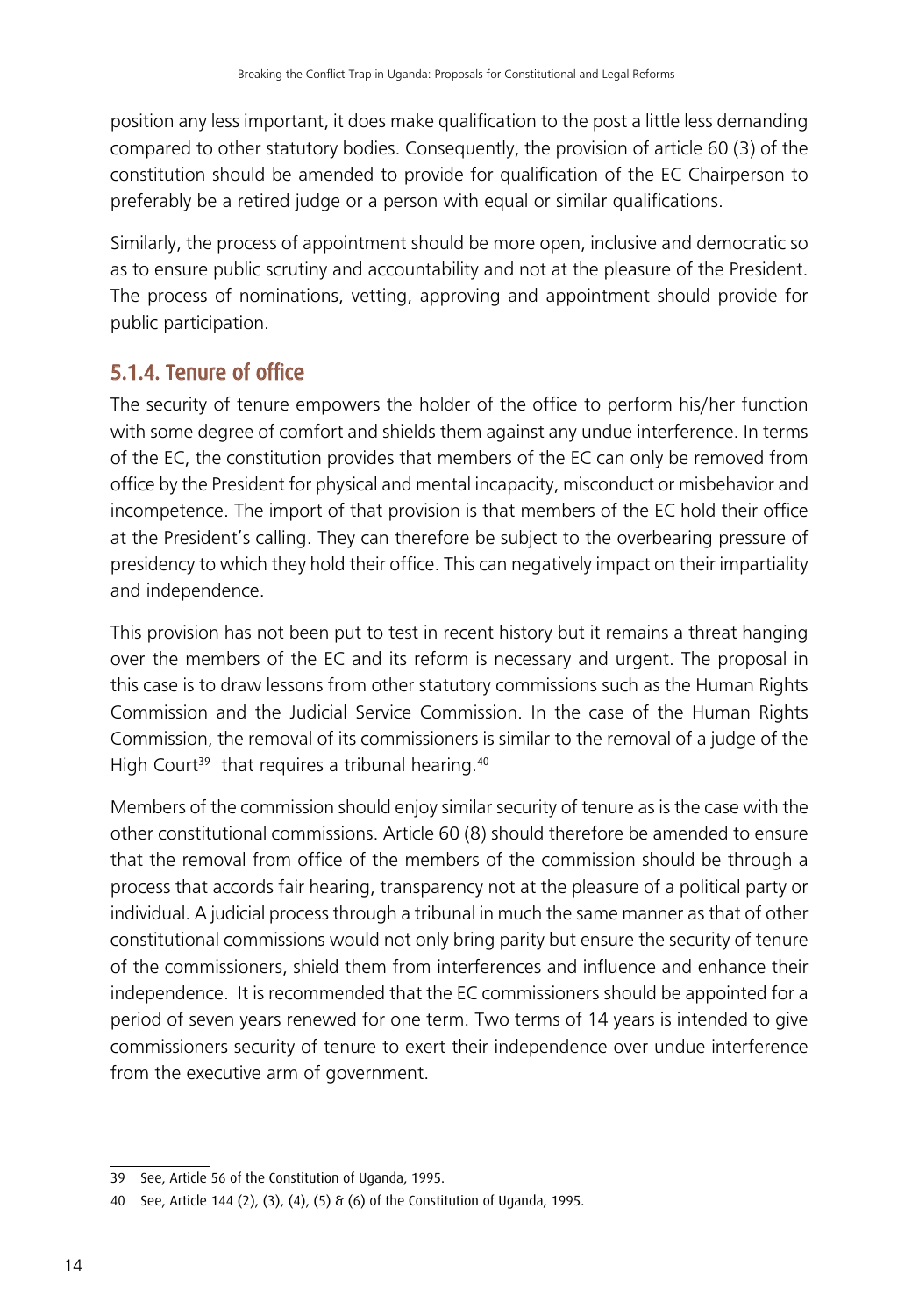position any less important, it does make qualification to the post a little less demanding compared to other statutory bodies. Consequently, the provision of article 60 (3) of the constitution should be amended to provide for qualification of the EC Chairperson to preferably be a retired judge or a person with equal or similar qualifications.

Similarly, the process of appointment should be more open, inclusive and democratic so as to ensure public scrutiny and accountability and not at the pleasure of the President. The process of nominations, vetting, approving and appointment should provide for public participation.

### 5.1.4. Tenure of office

The security of tenure empowers the holder of the office to perform his/her function with some degree of comfort and shields them against any undue interference. In terms of the EC, the constitution provides that members of the EC can only be removed from office by the President for physical and mental incapacity, misconduct or misbehavior and incompetence. The import of that provision is that members of the EC hold their office at the President's calling. They can therefore be subject to the overbearing pressure of presidency to which they hold their office. This can negatively impact on their impartiality and independence.

This provision has not been put to test in recent history but it remains a threat hanging over the members of the EC and its reform is necessary and urgent. The proposal in this case is to draw lessons from other statutory commissions such as the Human Rights Commission and the Judicial Service Commission. In the case of the Human Rights Commission, the removal of its commissioners is similar to the removal of a judge of the High Court[39] that requires a tribunal hearing.[40]

Members of the commission should enjoy similar security of tenure as is the case with the other constitutional commissions. Article 60 (8) should therefore be amended to ensure that the removal from office of the members of the commission should be through a process that accords fair hearing, transparency not at the pleasure of a political party or individual. A judicial process through a tribunal in much the same manner as that of other constitutional commissions would not only bring parity but ensure the security of tenure of the commissioners, shield them from interferences and influence and enhance their independence. It is recommended that the EC commissioners should be appointed for a period of seven years renewed for one term. Two terms of 14 years is intended to give commissioners security of tenure to exert their independence over undue interference from the executive arm of government.

---

39 See, Article 56 of the Constitution of Uganda, 1995.

40 See, Article 144 (2), (3), (4), (5) & (6) of the Constitution of Uganda, 1995.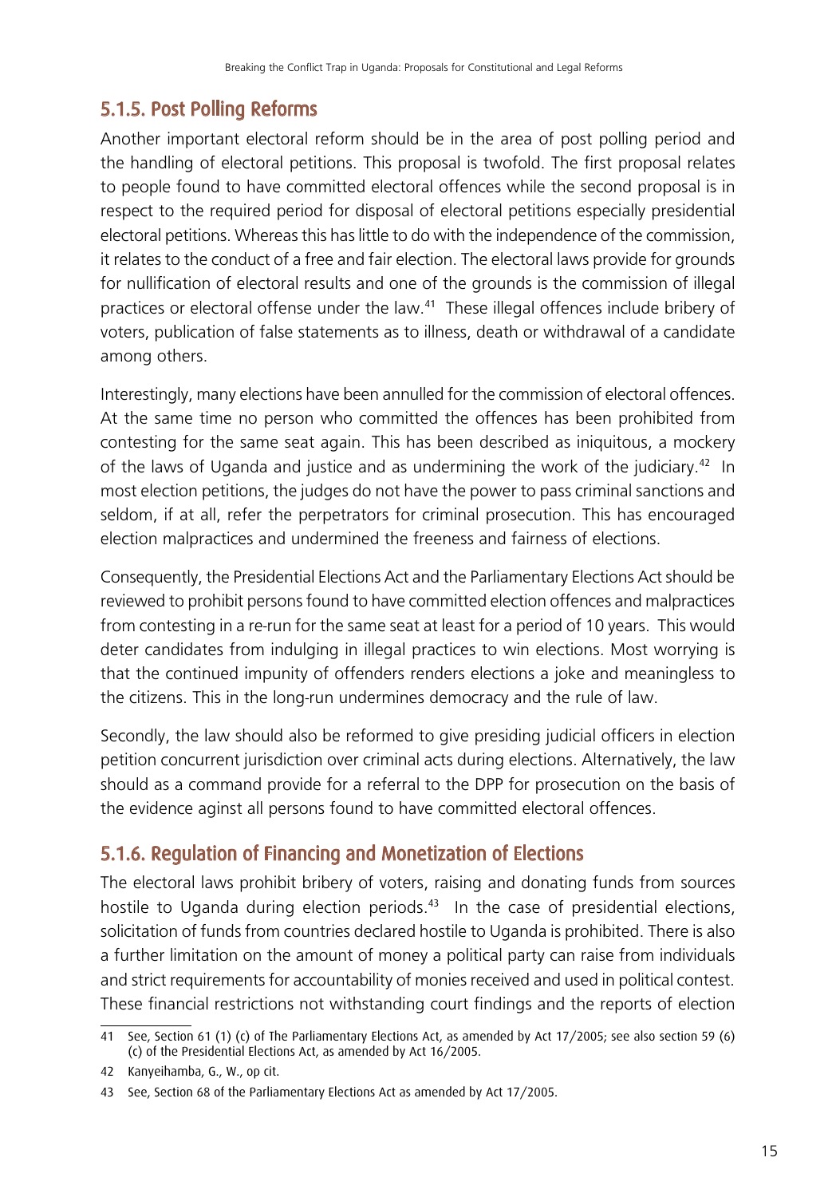### 5.1.5. Post Polling Reforms

Another important electoral reform should be in the area of post polling period and the handling of electoral petitions. This proposal is twofold. The first proposal relates to people found to have committed electoral offences while the second proposal is in respect to the required period for disposal of electoral petitions especially presidential electoral petitions. Whereas this has little to do with the independence of the commission, it relates to the conduct of a free and fair election. The electoral laws provide for grounds for nullification of electoral results and one of the grounds is the commission of illegal practices or electoral offense under the law.[41] These illegal offences include bribery of voters, publication of false statements as to illness, death or withdrawal of a candidate among others.

Interestingly, many elections have been annulled for the commission of electoral offences. At the same time no person who committed the offences has been prohibited from contesting for the same seat again. This has been described as iniquitous, a mockery of the laws of Uganda and justice and as undermining the work of the judiciary.[42] In most election petitions, the judges do not have the power to pass criminal sanctions and seldom, if at all, refer the perpetrators for criminal prosecution. This has encouraged election malpractices and undermined the freeness and fairness of elections.

Consequently, the Presidential Elections Act and the Parliamentary Elections Act should be reviewed to prohibit persons found to have committed election offences and malpractices from contesting in a re-run for the same seat at least for a period of 10 years. This would deter candidates from indulging in illegal practices to win elections. Most worrying is that the continued impunity of offenders renders elections a joke and meaningless to the citizens. This in the long-run undermines democracy and the rule of law.

Secondly, the law should also be reformed to give presiding judicial officers in election petition concurrent jurisdiction over criminal acts during elections. Alternatively, the law should as a command provide for a referral to the DPP for prosecution on the basis of the evidence aginst all persons found to have committed electoral offences.

### 5.1.6. Regulation of Financing and Monetization of Elections

The electoral laws prohibit bribery of voters, raising and donating funds from sources hostile to Uganda during election periods.[43] In the case of presidential elections, solicitation of funds from countries declared hostile to Uganda is prohibited. There is also a further limitation on the amount of money a political party can raise from individuals and strict requirements for accountability of monies received and used in political contest. These financial restrictions not withstanding court findings and the reports of election

---

41 See, Section 61 (1) (c) of The Parliamentary Elections Act, as amended by Act 17/2005; see also section 59 (6) (c) of the Presidential Elections Act, as amended by Act 16/2005.

42 Kanyeihamba, G., W., op cit.

43 See, Section 68 of the Parliamentary Elections Act as amended by Act 17/2005.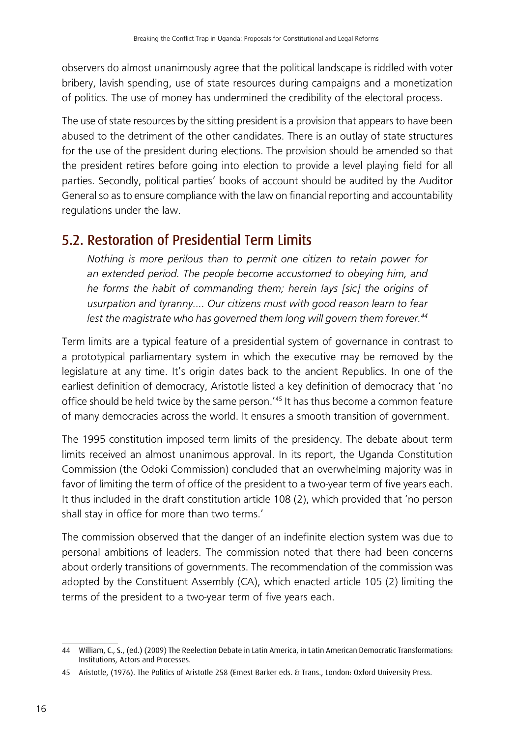observers do almost unanimously agree that the political landscape is riddled with voter bribery, lavish spending, use of state resources during campaigns and a monetization of politics. The use of money has undermined the credibility of the electoral process.

The use of state resources by the sitting president is a provision that appears to have been abused to the detriment of the other candidates. There is an outlay of state structures for the use of the president during elections. The provision should be amended so that the president retires before going into election to provide a level playing field for all parties. Secondly, political parties' books of account should be audited by the Auditor General so as to ensure compliance with the law on financial reporting and accountability regulations under the law.

## 5.2. Restoration of Presidential Term Limits

> *Nothing is more perilous than to permit one citizen to retain power for an extended period. The people become accustomed to obeying him, and he forms the habit of commanding them; herein lays [sic] the origins of usurpation and tyranny.... Our citizens must with good reason learn to fear lest the magistrate who has governed them long will govern them forever.*[44]

Term limits are a typical feature of a presidential system of governance in contrast to a prototypical parliamentary system in which the executive may be removed by the legislature at any time. It's origin dates back to the ancient Republics. In one of the earliest definition of democracy, Aristotle listed a key definition of democracy that 'no office should be held twice by the same person.'[45] It has thus become a common feature of many democracies across the world. It ensures a smooth transition of government.

The 1995 constitution imposed term limits of the presidency. The debate about term limits received an almost unanimous approval. In its report, the Uganda Constitution Commission (the Odoki Commission) concluded that an overwhelming majority was in favor of limiting the term of office of the president to a two-year term of five years each. It thus included in the draft constitution article 108 (2), which provided that 'no person shall stay in office for more than two terms.'

The commission observed that the danger of an indefinite election system was due to personal ambitions of leaders. The commission noted that there had been concerns about orderly transitions of governments. The recommendation of the commission was adopted by the Constituent Assembly (CA), which enacted article 105 (2) limiting the terms of the president to a two-year term of five years each.

---

44 William, C., S., (ed.) (2009) The Reelection Debate in Latin America, in Latin American Democratic Transformations: Institutions, Actors and Processes.

45 Aristotle, (1976). The Politics of Aristotle 258 (Ernest Barker eds. & Trans., London: Oxford University Press.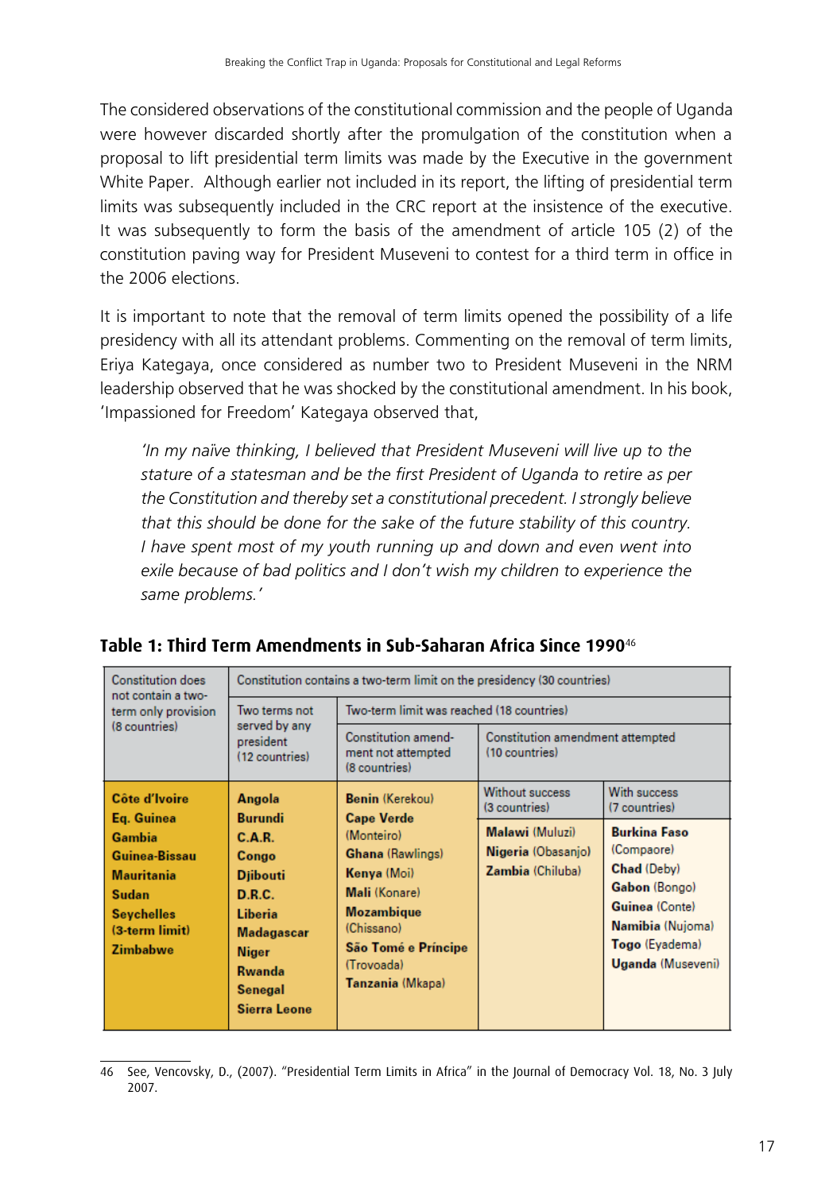The considered observations of the constitutional commission and the people of Uganda were however discarded shortly after the promulgation of the constitution when a proposal to lift presidential term limits was made by the Executive in the government White Paper. Although earlier not included in its report, the lifting of presidential term limits was subsequently included in the CRC report at the insistence of the executive. It was subsequently to form the basis of the amendment of article 105 (2) of the constitution paving way for President Museveni to contest for a third term in office in the 2006 elections.

It is important to note that the removal of term limits opened the possibility of a life presidency with all its attendant problems. Commenting on the removal of term limits, Eriya Kategaya, once considered as number two to President Museveni in the NRM leadership observed that he was shocked by the constitutional amendment. In his book, 'Impassioned for Freedom' Kategaya observed that,

> *'In my naïve thinking, I believed that President Museveni will live up to the stature of a statesman and be the first President of Uganda to retire as per the Constitution and thereby set a constitutional precedent. I strongly believe that this should be done for the sake of the future stability of this country. I have spent most of my youth running up and down and even went into exile because of bad politics and I don't wish my children to experience the same problems.'*

**Table 1: Third Term Amendments in Sub-Saharan Africa Since 1990**[46]

| Constitution does not contain a two-term only provision (8 countries) | Constitution contains a two-term limit on the presidency (30 countries) | | | |
|---|---|---|---|---|
| | Two terms not served by any president (12 countries) | Two-term limit was reached (18 countries) | | |
| | | Constitution amendment not attempted (8 countries) | Constitution amendment attempted (10 countries) | |
| | | | Without success (3 countries) | With success (7 countries) |
| **Côte d'Ivoire**<br>**Eq. Guinea**<br>**Gambia**<br>**Guinea-Bissau**<br>**Mauritania**<br>**Sudan**<br>**Seychelles (3-term limit)**<br>**Zimbabwe** | **Angola**<br>**Burundi**<br>**C.A.R.**<br>**Congo**<br>**Djibouti**<br>**D.R.C.**<br>**Liberia**<br>**Madagascar**<br>**Niger**<br>**Rwanda**<br>**Senegal**<br>**Sierra Leone** | **Benin** (Kerekou)<br>**Cape Verde** (Monteiro)<br>**Ghana** (Rawlings)<br>**Kenya** (Moi)<br>**Mali** (Konare)<br>**Mozambique** (Chissano)<br>**São Tomé e Príncipe** (Trovoada)<br>**Tanzania** (Mkapa) | **Malawi** (Muluzi)<br>**Nigeria** (Obasanjo)<br>**Zambia** (Chiluba) | **Burkina Faso** (Compaore)<br>**Chad** (Deby)<br>**Gabon** (Bongo)<br>**Guinea** (Conte)<br>**Namibia** (Nujoma)<br>**Togo** (Eyadema)<br>**Uganda** (Museveni) |

46 See, Vencovsky, D., (2007). "Presidential Term Limits in Africa" in the Journal of Democracy Vol. 18, No. 3 July 2007.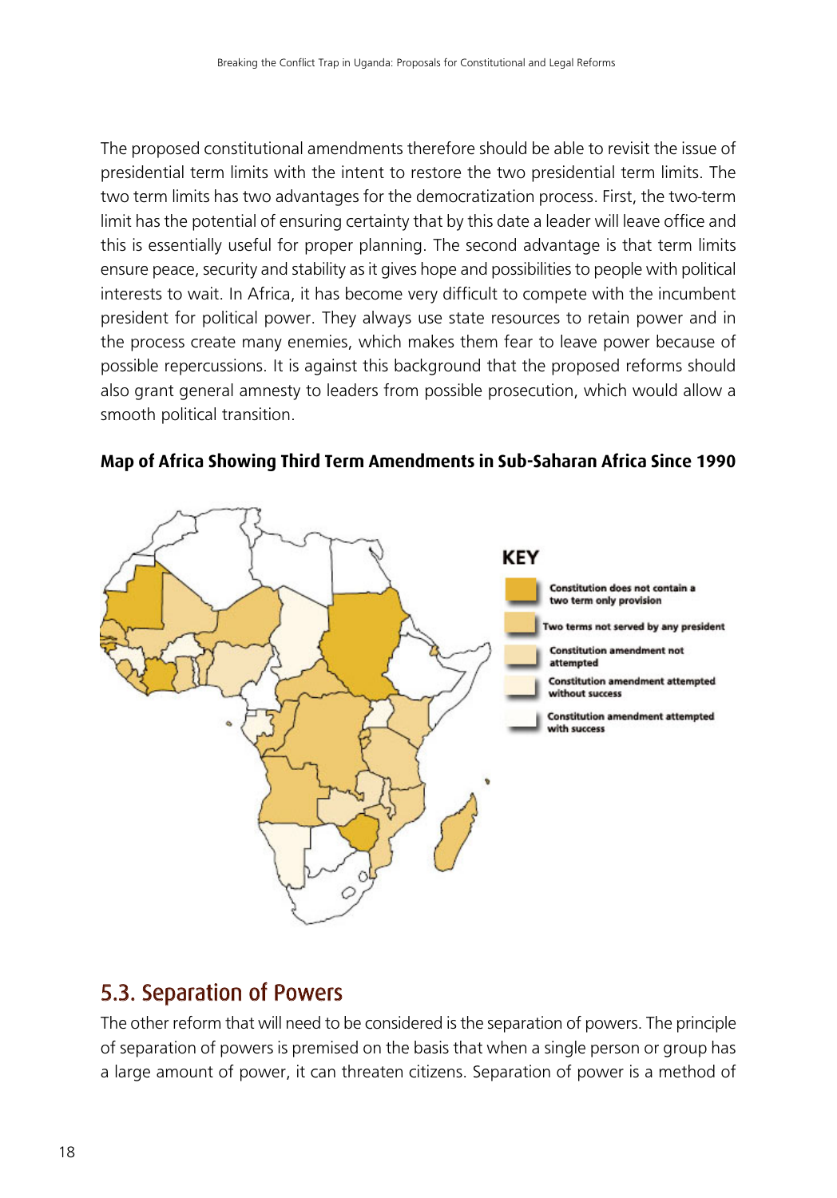The proposed constitutional amendments therefore should be able to revisit the issue of presidential term limits with the intent to restore the two presidential term limits. The two term limits has two advantages for the democratization process. First, the two-term limit has the potential of ensuring certainty that by this date a leader will leave office and this is essentially useful for proper planning. The second advantage is that term limits ensure peace, security and stability as it gives hope and possibilities to people with political interests to wait. In Africa, it has become very difficult to compete with the incumbent president for political power. They always use state resources to retain power and in the process create many enemies, which makes them fear to leave power because of possible repercussions. It is against this background that the proposed reforms should also grant general amnesty to leaders from possible prosecution, which would allow a smooth political transition.

**Map of Africa Showing Third Term Amendments in Sub-Saharan Africa Since 1990**

KEY

- Constitution does not contain a two term only provision
- Two terms not served by any president
- Constitution amendment not attempted
- Constitution amendment attempted without success
- Constitution amendment attempted with success

## 5.3. Separation of Powers

The other reform that will need to be considered is the separation of powers. The principle of separation of powers is premised on the basis that when a single person or group has a large amount of power, it can threaten citizens. Separation of power is a method of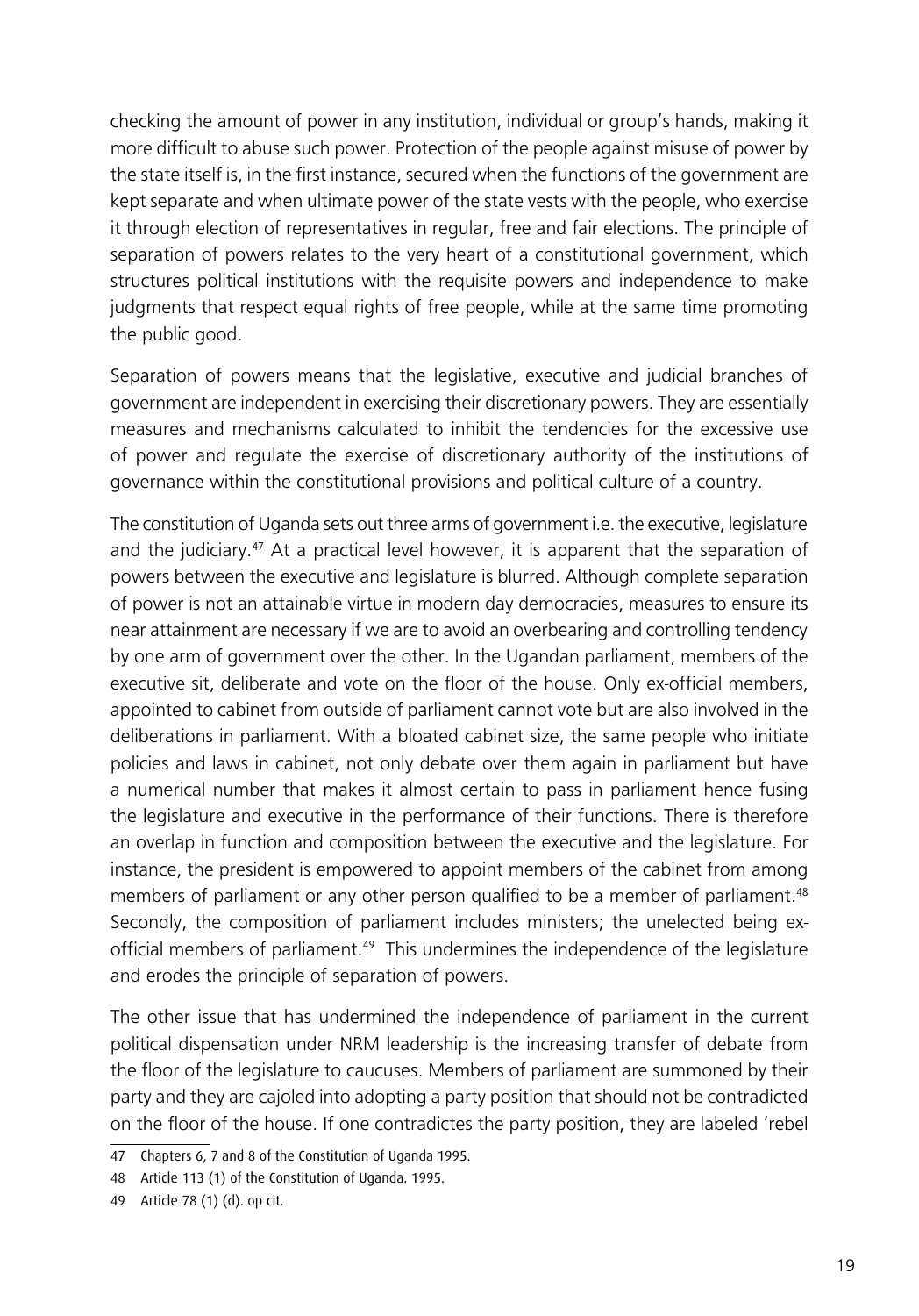checking the amount of power in any institution, individual or group's hands, making it more difficult to abuse such power. Protection of the people against misuse of power by the state itself is, in the first instance, secured when the functions of the government are kept separate and when ultimate power of the state vests with the people, who exercise it through election of representatives in regular, free and fair elections. The principle of separation of powers relates to the very heart of a constitutional government, which structures political institutions with the requisite powers and independence to make judgments that respect equal rights of free people, while at the same time promoting the public good.

Separation of powers means that the legislative, executive and judicial branches of government are independent in exercising their discretionary powers. They are essentially measures and mechanisms calculated to inhibit the tendencies for the excessive use of power and regulate the exercise of discretionary authority of the institutions of governance within the constitutional provisions and political culture of a country.

The constitution of Uganda sets out three arms of government i.e. the executive, legislature and the judiciary.[47] At a practical level however, it is apparent that the separation of powers between the executive and legislature is blurred. Although complete separation of power is not an attainable virtue in modern day democracies, measures to ensure its near attainment are necessary if we are to avoid an overbearing and controlling tendency by one arm of government over the other. In the Ugandan parliament, members of the executive sit, deliberate and vote on the floor of the house. Only ex-official members, appointed to cabinet from outside of parliament cannot vote but are also involved in the deliberations in parliament. With a bloated cabinet size, the same people who initiate policies and laws in cabinet, not only debate over them again in parliament but have a numerical number that makes it almost certain to pass in parliament hence fusing the legislature and executive in the performance of their functions. There is therefore an overlap in function and composition between the executive and the legislature. For instance, the president is empowered to appoint members of the cabinet from among members of parliament or any other person qualified to be a member of parliament.[48] Secondly, the composition of parliament includes ministers; the unelected being ex-official members of parliament.[49] This undermines the independence of the legislature and erodes the principle of separation of powers.

The other issue that has undermined the independence of parliament in the current political dispensation under NRM leadership is the increasing transfer of debate from the floor of the legislature to caucuses. Members of parliament are summoned by their party and they are cajoled into adopting a party position that should not be contradicted on the floor of the house. If one contradictes the party position, they are labeled 'rebel

47 Chapters 6, 7 and 8 of the Constitution of Uganda 1995.

48 Article 113 (1) of the Constitution of Uganda. 1995.

49 Article 78 (1) (d). op cit.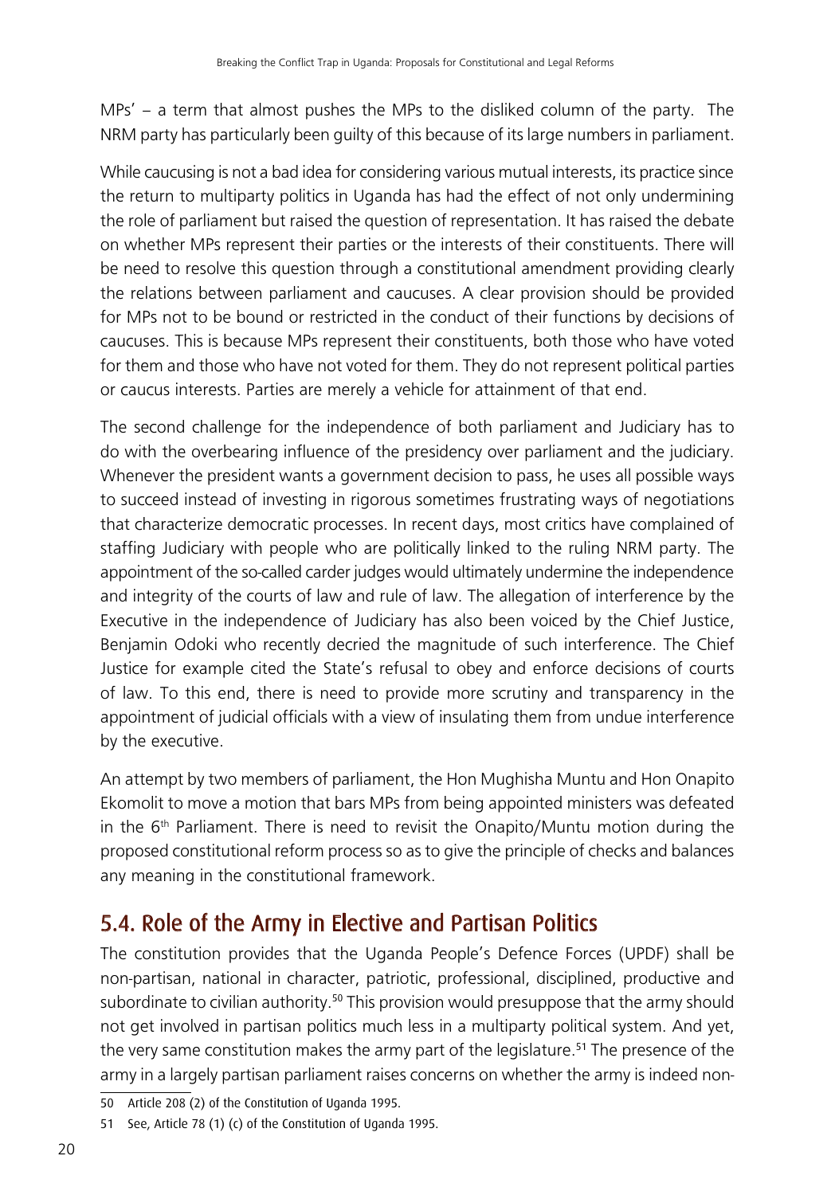MPs' – a term that almost pushes the MPs to the disliked column of the party. The NRM party has particularly been guilty of this because of its large numbers in parliament.

While caucusing is not a bad idea for considering various mutual interests, its practice since the return to multiparty politics in Uganda has had the effect of not only undermining the role of parliament but raised the question of representation. It has raised the debate on whether MPs represent their parties or the interests of their constituents. There will be need to resolve this question through a constitutional amendment providing clearly the relations between parliament and caucuses. A clear provision should be provided for MPs not to be bound or restricted in the conduct of their functions by decisions of caucuses. This is because MPs represent their constituents, both those who have voted for them and those who have not voted for them. They do not represent political parties or caucus interests. Parties are merely a vehicle for attainment of that end.

The second challenge for the independence of both parliament and Judiciary has to do with the overbearing influence of the presidency over parliament and the judiciary. Whenever the president wants a government decision to pass, he uses all possible ways to succeed instead of investing in rigorous sometimes frustrating ways of negotiations that characterize democratic processes. In recent days, most critics have complained of staffing Judiciary with people who are politically linked to the ruling NRM party. The appointment of the so-called carder judges would ultimately undermine the independence and integrity of the courts of law and rule of law. The allegation of interference by the Executive in the independence of Judiciary has also been voiced by the Chief Justice, Benjamin Odoki who recently decried the magnitude of such interference. The Chief Justice for example cited the State's refusal to obey and enforce decisions of courts of law. To this end, there is need to provide more scrutiny and transparency in the appointment of judicial officials with a view of insulating them from undue interference by the executive.

An attempt by two members of parliament, the Hon Mughisha Muntu and Hon Onapito Ekomolit to move a motion that bars MPs from being appointed ministers was defeated in the 6th Parliament. There is need to revisit the Onapito/Muntu motion during the proposed constitutional reform process so as to give the principle of checks and balances any meaning in the constitutional framework.

## 5.4. Role of the Army in Elective and Partisan Politics

The constitution provides that the Uganda People's Defence Forces (UPDF) shall be non-partisan, national in character, patriotic, professional, disciplined, productive and subordinate to civilian authority.[50] This provision would presuppose that the army should not get involved in partisan politics much less in a multiparty political system. And yet, the very same constitution makes the army part of the legislature.[51] The presence of the army in a largely partisan parliament raises concerns on whether the army is indeed non-

50 Article 208 (2) of the Constitution of Uganda 1995.

51 See, Article 78 (1) (c) of the Constitution of Uganda 1995.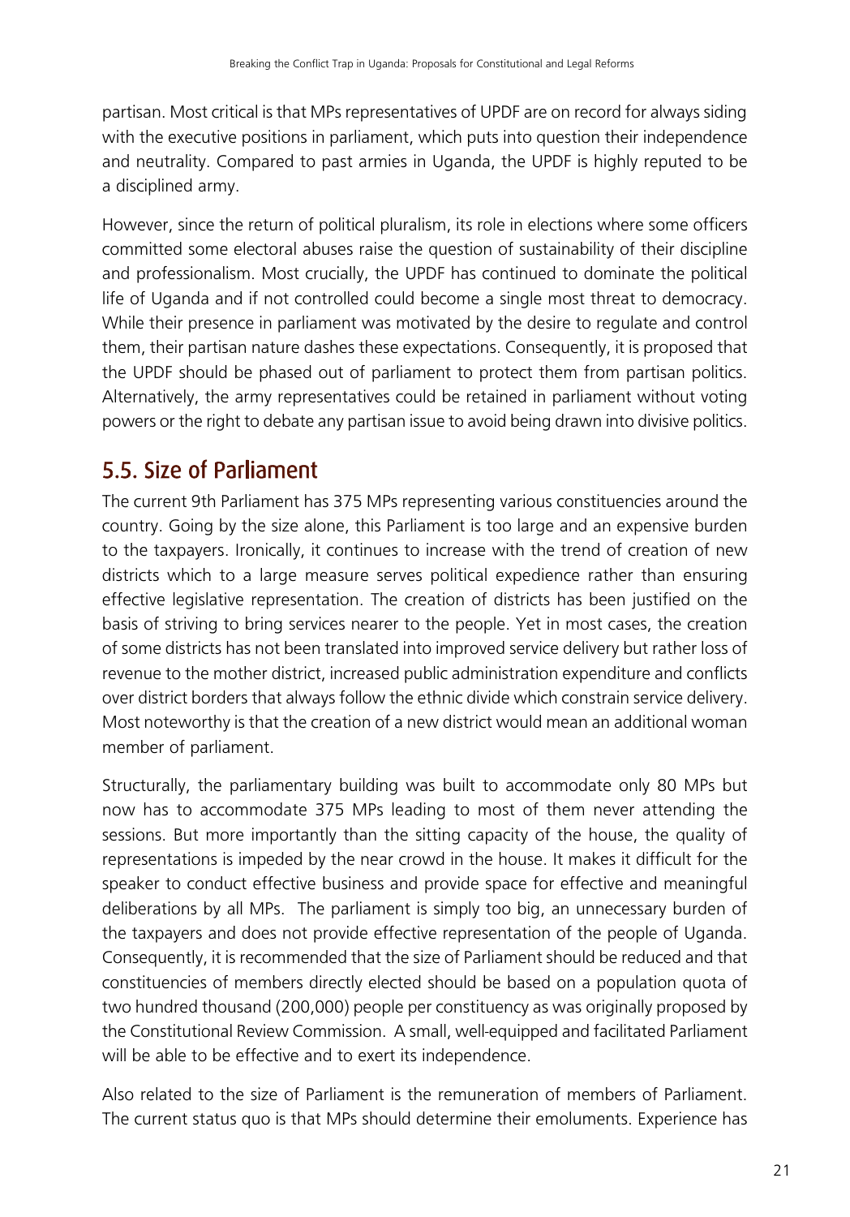partisan. Most critical is that MPs representatives of UPDF are on record for always siding with the executive positions in parliament, which puts into question their independence and neutrality. Compared to past armies in Uganda, the UPDF is highly reputed to be a disciplined army.

However, since the return of political pluralism, its role in elections where some officers committed some electoral abuses raise the question of sustainability of their discipline and professionalism. Most crucially, the UPDF has continued to dominate the political life of Uganda and if not controlled could become a single most threat to democracy. While their presence in parliament was motivated by the desire to regulate and control them, their partisan nature dashes these expectations. Consequently, it is proposed that the UPDF should be phased out of parliament to protect them from partisan politics. Alternatively, the army representatives could be retained in parliament without voting powers or the right to debate any partisan issue to avoid being drawn into divisive politics.

## 5.5. Size of Parliament

The current 9th Parliament has 375 MPs representing various constituencies around the country. Going by the size alone, this Parliament is too large and an expensive burden to the taxpayers. Ironically, it continues to increase with the trend of creation of new districts which to a large measure serves political expedience rather than ensuring effective legislative representation. The creation of districts has been justified on the basis of striving to bring services nearer to the people. Yet in most cases, the creation of some districts has not been translated into improved service delivery but rather loss of revenue to the mother district, increased public administration expenditure and conflicts over district borders that always follow the ethnic divide which constrain service delivery. Most noteworthy is that the creation of a new district would mean an additional woman member of parliament.

Structurally, the parliamentary building was built to accommodate only 80 MPs but now has to accommodate 375 MPs leading to most of them never attending the sessions. But more importantly than the sitting capacity of the house, the quality of representations is impeded by the near crowd in the house. It makes it difficult for the speaker to conduct effective business and provide space for effective and meaningful deliberations by all MPs. The parliament is simply too big, an unnecessary burden of the taxpayers and does not provide effective representation of the people of Uganda. Consequently, it is recommended that the size of Parliament should be reduced and that constituencies of members directly elected should be based on a population quota of two hundred thousand (200,000) people per constituency as was originally proposed by the Constitutional Review Commission. A small, well-equipped and facilitated Parliament will be able to be effective and to exert its independence.

Also related to the size of Parliament is the remuneration of members of Parliament. The current status quo is that MPs should determine their emoluments. Experience has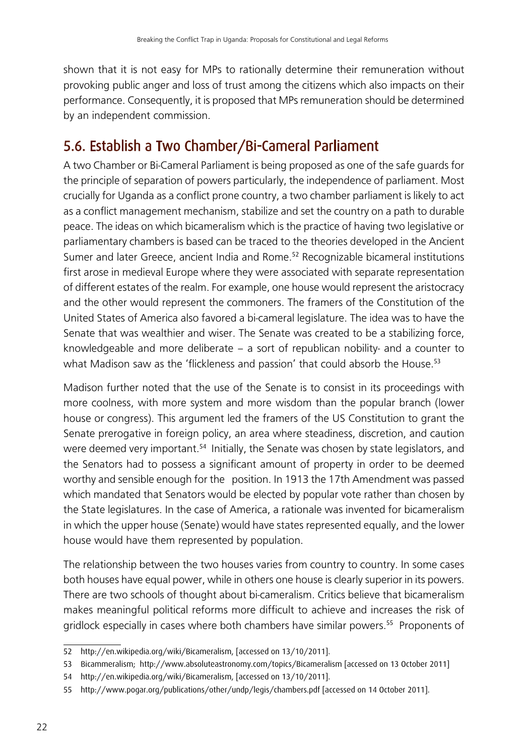shown that it is not easy for MPs to rationally determine their remuneration without provoking public anger and loss of trust among the citizens which also impacts on their performance. Consequently, it is proposed that MPs remuneration should be determined by an independent commission.

## 5.6. Establish a Two Chamber/Bi-Cameral Parliament

A two Chamber or Bi-Cameral Parliament is being proposed as one of the safe guards for the principle of separation of powers particularly, the independence of parliament. Most crucially for Uganda as a conflict prone country, a two chamber parliament is likely to act as a conflict management mechanism, stabilize and set the country on a path to durable peace. The ideas on which bicameralism which is the practice of having two legislative or parliamentary chambers is based can be traced to the theories developed in the Ancient Sumer and later Greece, ancient India and Rome.[52] Recognizable bicameral institutions first arose in medieval Europe where they were associated with separate representation of different estates of the realm. For example, one house would represent the aristocracy and the other would represent the commoners. The framers of the Constitution of the United States of America also favored a bi-cameral legislature. The idea was to have the Senate that was wealthier and wiser. The Senate was created to be a stabilizing force, knowledgeable and more deliberate – a sort of republican nobility- and a counter to what Madison saw as the 'flickleness and passion' that could absorb the House.[53]

Madison further noted that the use of the Senate is to consist in its proceedings with more coolness, with more system and more wisdom than the popular branch (lower house or congress). This argument led the framers of the US Constitution to grant the Senate prerogative in foreign policy, an area where steadiness, discretion, and caution were deemed very important.[54] Initially, the Senate was chosen by state legislators, and the Senators had to possess a significant amount of property in order to be deemed worthy and sensible enough for the position. In 1913 the 17th Amendment was passed which mandated that Senators would be elected by popular vote rather than chosen by the State legislatures. In the case of America, a rationale was invented for bicameralism in which the upper house (Senate) would have states represented equally, and the lower house would have them represented by population.

The relationship between the two houses varies from country to country. In some cases both houses have equal power, while in others one house is clearly superior in its powers. There are two schools of thought about bi-cameralism. Critics believe that bicameralism makes meaningful political reforms more difficult to achieve and increases the risk of gridlock especially in cases where both chambers have similar powers.[55] Proponents of

---

52 http://en.wikipedia.org/wiki/Bicameralism, [accessed on 13/10/2011].

53 Bicammeralism; http://www.absoluteastronomy.com/topics/Bicameralism [accessed on 13 October 2011]

54 http://en.wikipedia.org/wiki/Bicameralism, [accessed on 13/10/2011].

55 http://www.pogar.org/publications/other/undp/legis/chambers.pdf [accessed on 14 October 2011].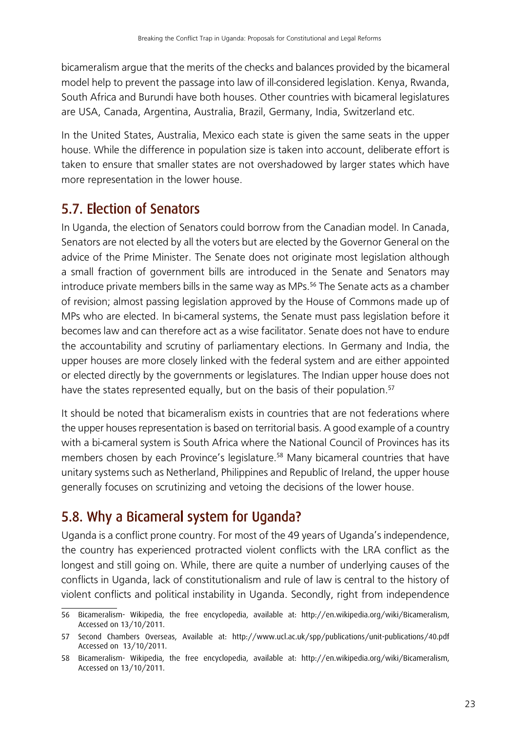bicameralism argue that the merits of the checks and balances provided by the bicameral model help to prevent the passage into law of ill-considered legislation. Kenya, Rwanda, South Africa and Burundi have both houses. Other countries with bicameral legislatures are USA, Canada, Argentina, Australia, Brazil, Germany, India, Switzerland etc.

In the United States, Australia, Mexico each state is given the same seats in the upper house. While the difference in population size is taken into account, deliberate effort is taken to ensure that smaller states are not overshadowed by larger states which have more representation in the lower house.

## 5.7. Election of Senators

In Uganda, the election of Senators could borrow from the Canadian model. In Canada, Senators are not elected by all the voters but are elected by the Governor General on the advice of the Prime Minister. The Senate does not originate most legislation although a small fraction of government bills are introduced in the Senate and Senators may introduce private members bills in the same way as MPs.[56] The Senate acts as a chamber of revision; almost passing legislation approved by the House of Commons made up of MPs who are elected. In bi-cameral systems, the Senate must pass legislation before it becomes law and can therefore act as a wise facilitator. Senate does not have to endure the accountability and scrutiny of parliamentary elections. In Germany and India, the upper houses are more closely linked with the federal system and are either appointed or elected directly by the governments or legislatures. The Indian upper house does not have the states represented equally, but on the basis of their population.[57]

It should be noted that bicameralism exists in countries that are not federations where the upper houses representation is based on territorial basis. A good example of a country with a bi-cameral system is South Africa where the National Council of Provinces has its members chosen by each Province's legislature.[58] Many bicameral countries that have unitary systems such as Netherland, Philippines and Republic of Ireland, the upper house generally focuses on scrutinizing and vetoing the decisions of the lower house.

## 5.8. Why a Bicameral system for Uganda?

Uganda is a conflict prone country. For most of the 49 years of Uganda's independence, the country has experienced protracted violent conflicts with the LRA conflict as the longest and still going on. While, there are quite a number of underlying causes of the conflicts in Uganda, lack of constitutionalism and rule of law is central to the history of violent conflicts and political instability in Uganda. Secondly, right from independence

---

56 Bicameralism- Wikipedia, the free encyclopedia, available at: http://en.wikipedia.org/wiki/Bicameralism, Accessed on 13/10/2011.

57 Second Chambers Overseas, Available at: http://www.ucl.ac.uk/spp/publications/unit-publications/40.pdf Accessed on 13/10/2011.

58 Bicameralism- Wikipedia, the free encyclopedia, available at: http://en.wikipedia.org/wiki/Bicameralism, Accessed on 13/10/2011.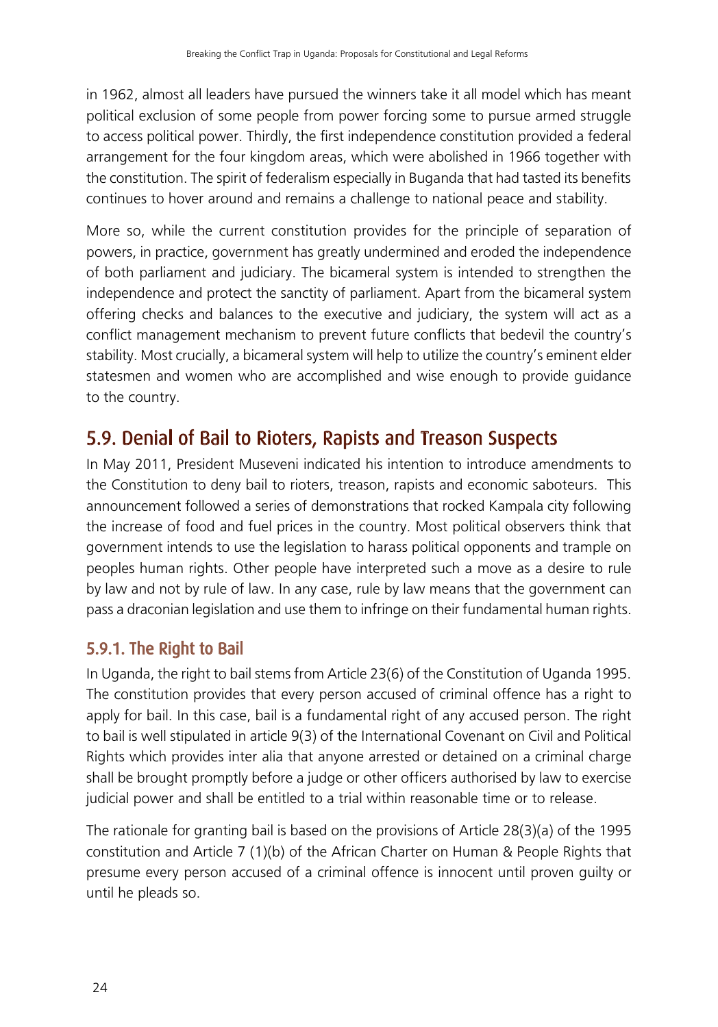in 1962, almost all leaders have pursued the winners take it all model which has meant political exclusion of some people from power forcing some to pursue armed struggle to access political power. Thirdly, the first independence constitution provided a federal arrangement for the four kingdom areas, which were abolished in 1966 together with the constitution. The spirit of federalism especially in Buganda that had tasted its benefits continues to hover around and remains a challenge to national peace and stability.

More so, while the current constitution provides for the principle of separation of powers, in practice, government has greatly undermined and eroded the independence of both parliament and judiciary. The bicameral system is intended to strengthen the independence and protect the sanctity of parliament. Apart from the bicameral system offering checks and balances to the executive and judiciary, the system will act as a conflict management mechanism to prevent future conflicts that bedevil the country's stability. Most crucially, a bicameral system will help to utilize the country's eminent elder statesmen and women who are accomplished and wise enough to provide guidance to the country.

## 5.9. Denial of Bail to Rioters, Rapists and Treason Suspects

In May 2011, President Museveni indicated his intention to introduce amendments to the Constitution to deny bail to rioters, treason, rapists and economic saboteurs. This announcement followed a series of demonstrations that rocked Kampala city following the increase of food and fuel prices in the country. Most political observers think that government intends to use the legislation to harass political opponents and trample on peoples human rights. Other people have interpreted such a move as a desire to rule by law and not by rule of law. In any case, rule by law means that the government can pass a draconian legislation and use them to infringe on their fundamental human rights.

### 5.9.1. The Right to Bail

In Uganda, the right to bail stems from Article 23(6) of the Constitution of Uganda 1995. The constitution provides that every person accused of criminal offence has a right to apply for bail. In this case, bail is a fundamental right of any accused person. The right to bail is well stipulated in article 9(3) of the International Covenant on Civil and Political Rights which provides inter alia that anyone arrested or detained on a criminal charge shall be brought promptly before a judge or other officers authorised by law to exercise judicial power and shall be entitled to a trial within reasonable time or to release.

The rationale for granting bail is based on the provisions of Article 28(3)(a) of the 1995 constitution and Article 7 (1)(b) of the African Charter on Human & People Rights that presume every person accused of a criminal offence is innocent until proven guilty or until he pleads so.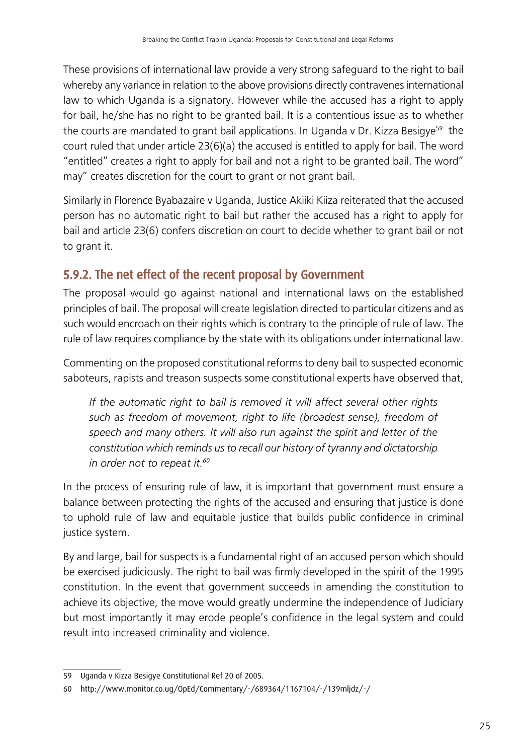These provisions of international law provide a very strong safeguard to the right to bail whereby any variance in relation to the above provisions directly contravenes international law to which Uganda is a signatory. However while the accused has a right to apply for bail, he/she has no right to be granted bail. It is a contentious issue as to whether the courts are mandated to grant bail applications. In Uganda v Dr. Kizza Besigye[59] the court ruled that under article 23(6)(a) the accused is entitled to apply for bail. The word "entitled" creates a right to apply for bail and not a right to be granted bail. The word" may" creates discretion for the court to grant or not grant bail.

Similarly in Florence Byabazaire v Uganda, Justice Akiiki Kiiza reiterated that the accused person has no automatic right to bail but rather the accused has a right to apply for bail and article 23(6) confers discretion on court to decide whether to grant bail or not to grant it.

### 5.9.2. The net effect of the recent proposal by Government

The proposal would go against national and international laws on the established principles of bail. The proposal will create legislation directed to particular citizens and as such would encroach on their rights which is contrary to the principle of rule of law. The rule of law requires compliance by the state with its obligations under international law.

Commenting on the proposed constitutional reforms to deny bail to suspected economic saboteurs, rapists and treason suspects some constitutional experts have observed that,

> *If the automatic right to bail is removed it will affect several other rights such as freedom of movement, right to life (broadest sense), freedom of speech and many others. It will also run against the spirit and letter of the constitution which reminds us to recall our history of tyranny and dictatorship in order not to repeat it.*[60]

In the process of ensuring rule of law, it is important that government must ensure a balance between protecting the rights of the accused and ensuring that justice is done to uphold rule of law and equitable justice that builds public confidence in criminal justice system.

By and large, bail for suspects is a fundamental right of an accused person which should be exercised judiciously. The right to bail was firmly developed in the spirit of the 1995 constitution. In the event that government succeeds in amending the constitution to achieve its objective, the move would greatly undermine the independence of Judiciary but most importantly it may erode people's confidence in the legal system and could result into increased criminality and violence.

---

59 Uganda v Kizza Besigye Constitutional Ref 20 of 2005.

60 http://www.monitor.co.ug/OpEd/Commentary/-/689364/1167104/-/139mljdz/-/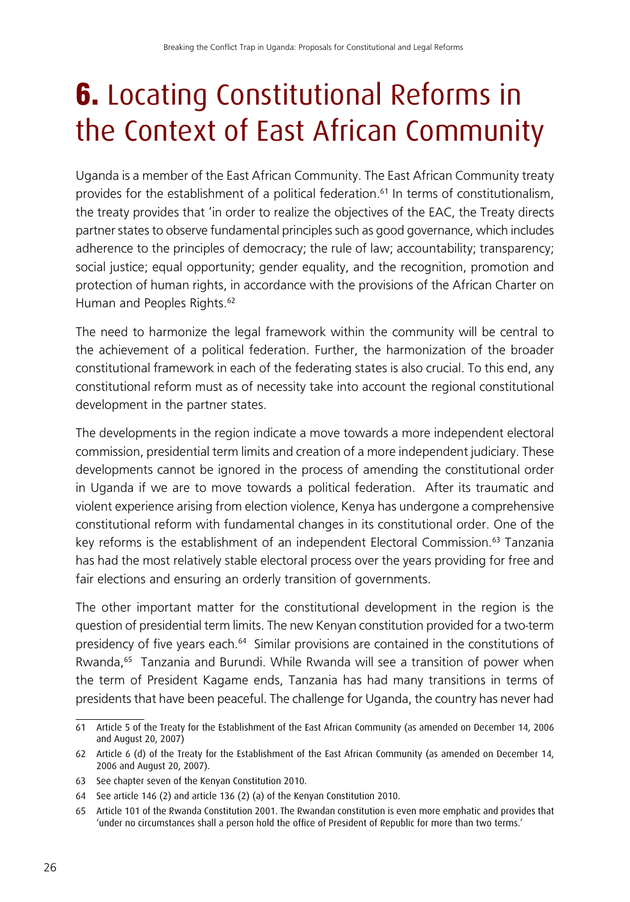# **6.** Locating Constitutional Reforms in the Context of East African Community

Uganda is a member of the East African Community. The East African Community treaty provides for the establishment of a political federation.[61] In terms of constitutionalism, the treaty provides that 'in order to realize the objectives of the EAC, the Treaty directs partner states to observe fundamental principles such as good governance, which includes adherence to the principles of democracy; the rule of law; accountability; transparency; social justice; equal opportunity; gender equality, and the recognition, promotion and protection of human rights, in accordance with the provisions of the African Charter on Human and Peoples Rights.[62]

The need to harmonize the legal framework within the community will be central to the achievement of a political federation. Further, the harmonization of the broader constitutional framework in each of the federating states is also crucial. To this end, any constitutional reform must as of necessity take into account the regional constitutional development in the partner states.

The developments in the region indicate a move towards a more independent electoral commission, presidential term limits and creation of a more independent judiciary. These developments cannot be ignored in the process of amending the constitutional order in Uganda if we are to move towards a political federation. After its traumatic and violent experience arising from election violence, Kenya has undergone a comprehensive constitutional reform with fundamental changes in its constitutional order. One of the key reforms is the establishment of an independent Electoral Commission.[63] Tanzania has had the most relatively stable electoral process over the years providing for free and fair elections and ensuring an orderly transition of governments.

The other important matter for the constitutional development in the region is the question of presidential term limits. The new Kenyan constitution provided for a two-term presidency of five years each.[64] Similar provisions are contained in the constitutions of Rwanda,[65] Tanzania and Burundi. While Rwanda will see a transition of power when the term of President Kagame ends, Tanzania has had many transitions in terms of presidents that have been peaceful. The challenge for Uganda, the country has never had

---

61 Article 5 of the Treaty for the Establishment of the East African Community (as amended on December 14, 2006 and August 20, 2007)

62 Article 6 (d) of the Treaty for the Establishment of the East African Community (as amended on December 14, 2006 and August 20, 2007).

63 See chapter seven of the Kenyan Constitution 2010.

64 See article 146 (2) and article 136 (2) (a) of the Kenyan Constitution 2010.

65 Article 101 of the Rwanda Constitution 2001. The Rwandan constitution is even more emphatic and provides that 'under no circumstances shall a person hold the office of President of Republic for more than two terms.'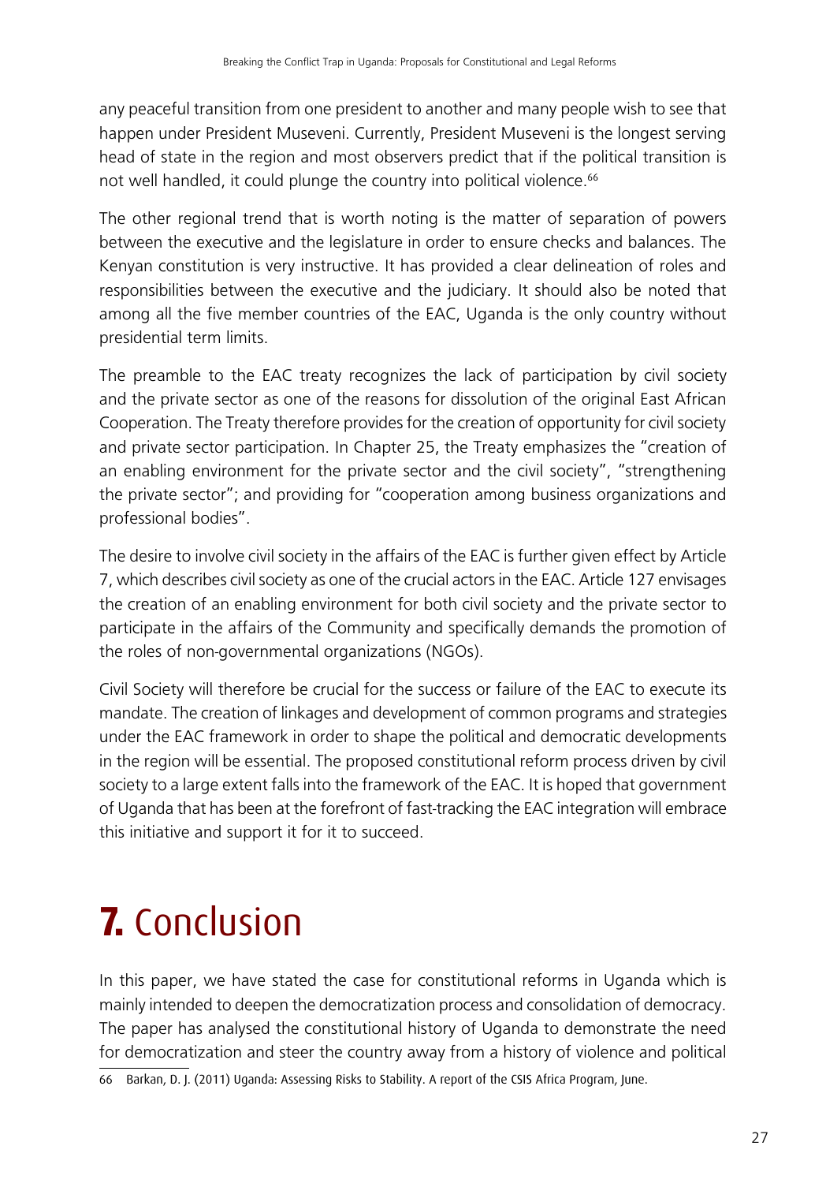any peaceful transition from one president to another and many people wish to see that happen under President Museveni. Currently, President Museveni is the longest serving head of state in the region and most observers predict that if the political transition is not well handled, it could plunge the country into political violence.[66]

The other regional trend that is worth noting is the matter of separation of powers between the executive and the legislature in order to ensure checks and balances. The Kenyan constitution is very instructive. It has provided a clear delineation of roles and responsibilities between the executive and the judiciary. It should also be noted that among all the five member countries of the EAC, Uganda is the only country without presidential term limits.

The preamble to the EAC treaty recognizes the lack of participation by civil society and the private sector as one of the reasons for dissolution of the original East African Cooperation. The Treaty therefore provides for the creation of opportunity for civil society and private sector participation. In Chapter 25, the Treaty emphasizes the "creation of an enabling environment for the private sector and the civil society", "strengthening the private sector"; and providing for "cooperation among business organizations and professional bodies".

The desire to involve civil society in the affairs of the EAC is further given effect by Article 7, which describes civil society as one of the crucial actors in the EAC. Article 127 envisages the creation of an enabling environment for both civil society and the private sector to participate in the affairs of the Community and specifically demands the promotion of the roles of non-governmental organizations (NGOs).

Civil Society will therefore be crucial for the success or failure of the EAC to execute its mandate. The creation of linkages and development of common programs and strategies under the EAC framework in order to shape the political and democratic developments in the region will be essential. The proposed constitutional reform process driven by civil society to a large extent falls into the framework of the EAC. It is hoped that government of Uganda that has been at the forefront of fast-tracking the EAC integration will embrace this initiative and support it for it to succeed.

# 7. Conclusion

In this paper, we have stated the case for constitutional reforms in Uganda which is mainly intended to deepen the democratization process and consolidation of democracy. The paper has analysed the constitutional history of Uganda to demonstrate the need for democratization and steer the country away from a history of violence and political

66 Barkan, D. J. (2011) Uganda: Assessing Risks to Stability. A report of the CSIS Africa Program, June.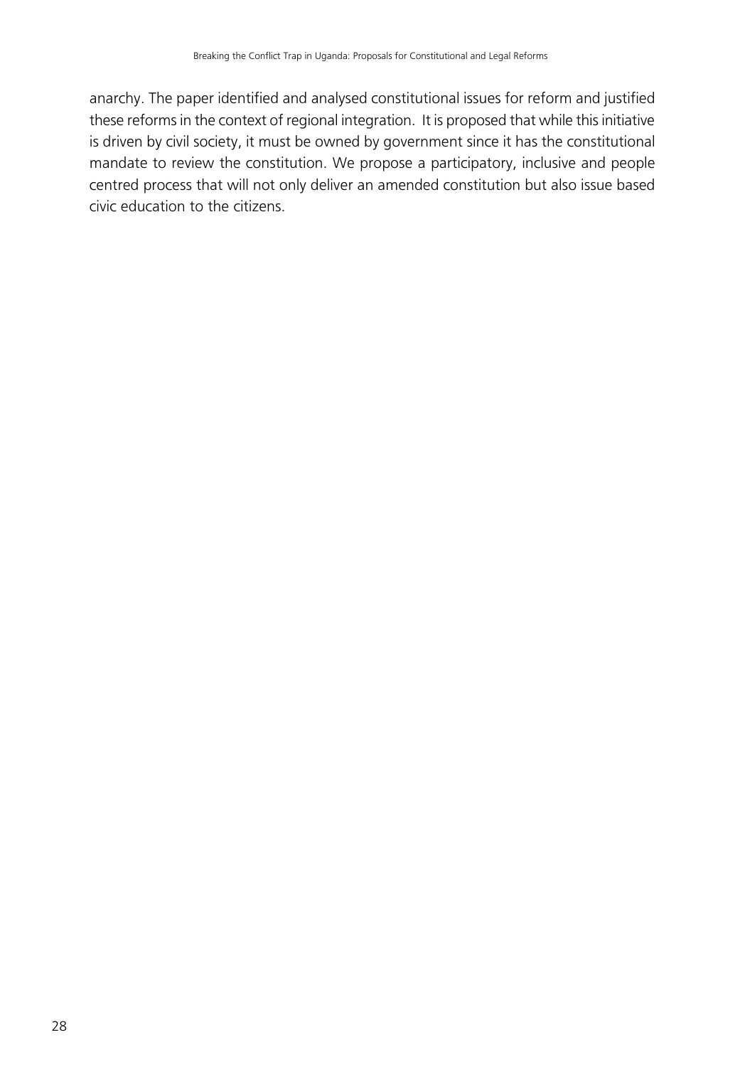anarchy. The paper identified and analysed constitutional issues for reform and justified these reforms in the context of regional integration. It is proposed that while this initiative is driven by civil society, it must be owned by government since it has the constitutional mandate to review the constitution. We propose a participatory, inclusive and people centred process that will not only deliver an amended constitution but also issue based civic education to the citizens.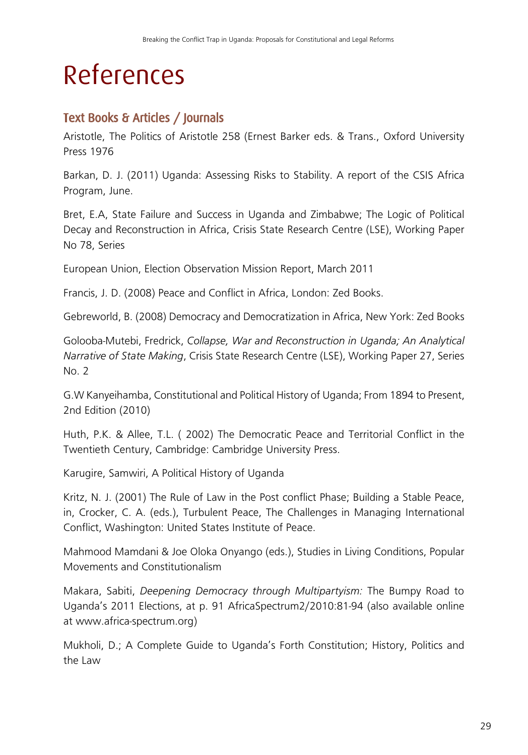# References

## Text Books & Articles / Journals

Aristotle, The Politics of Aristotle 258 (Ernest Barker eds. & Trans., Oxford University Press 1976

Barkan, D. J. (2011) Uganda: Assessing Risks to Stability. A report of the CSIS Africa Program, June.

Bret, E.A, State Failure and Success in Uganda and Zimbabwe; The Logic of Political Decay and Reconstruction in Africa, Crisis State Research Centre (LSE), Working Paper No 78, Series

European Union, Election Observation Mission Report, March 2011

Francis, J. D. (2008) Peace and Conflict in Africa, London: Zed Books.

Gebreworld, B. (2008) Democracy and Democratization in Africa, New York: Zed Books

Golooba-Mutebi, Fredrick, *Collapse, War and Reconstruction in Uganda; An Analytical Narrative of State Making*, Crisis State Research Centre (LSE), Working Paper 27, Series No. 2

G.W Kanyeihamba, Constitutional and Political History of Uganda; From 1894 to Present, 2nd Edition (2010)

Huth, P.K. & Allee, T.L. ( 2002) The Democratic Peace and Territorial Conflict in the Twentieth Century, Cambridge: Cambridge University Press.

Karugire, Samwiri, A Political History of Uganda

Kritz, N. J. (2001) The Rule of Law in the Post conflict Phase; Building a Stable Peace, in, Crocker, C. A. (eds.), Turbulent Peace, The Challenges in Managing International Conflict, Washington: United States Institute of Peace.

Mahmood Mamdani & Joe Oloka Onyango (eds.), Studies in Living Conditions, Popular Movements and Constitutionalism

Makara, Sabiti, *Deepening Democracy through Multipartyism:* The Bumpy Road to Uganda's 2011 Elections, at p. 91 AfricaSpectrum2/2010:81-94 (also available online at www.africa-spectrum.org)

Mukholi, D.; A Complete Guide to Uganda's Forth Constitution; History, Politics and the Law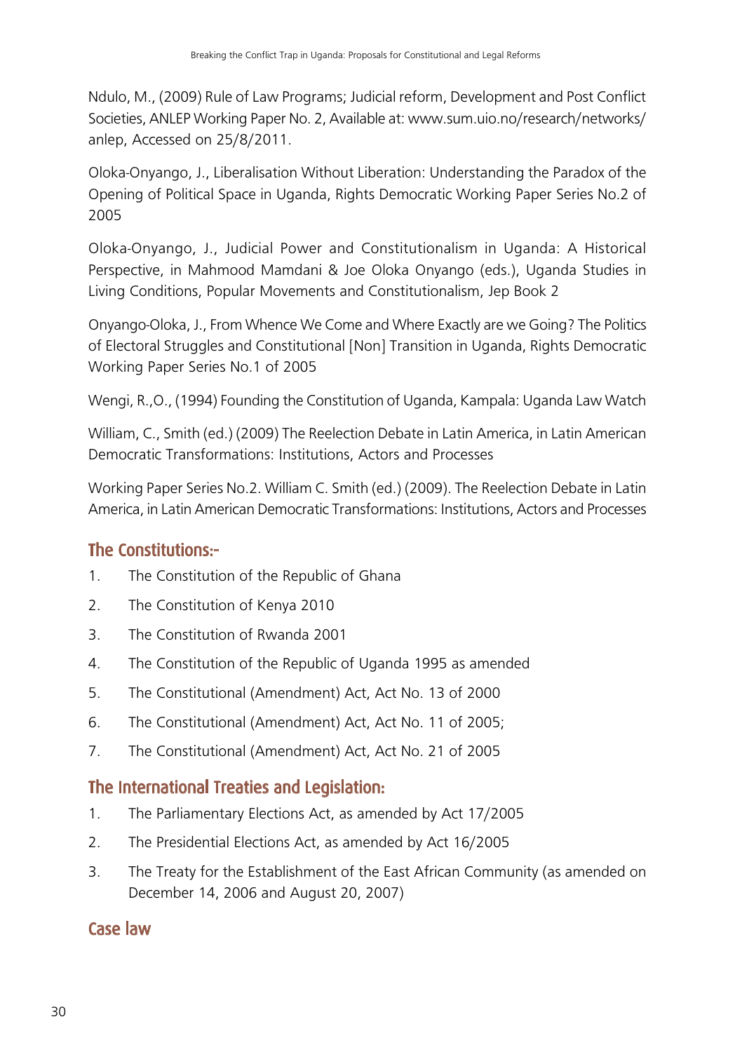Ndulo, M., (2009) Rule of Law Programs; Judicial reform, Development and Post Conflict Societies, ANLEP Working Paper No. 2, Available at: www.sum.uio.no/research/networks/anlep, Accessed on 25/8/2011.

Oloka-Onyango, J., Liberalisation Without Liberation: Understanding the Paradox of the Opening of Political Space in Uganda, Rights Democratic Working Paper Series No.2 of 2005

Oloka-Onyango, J., Judicial Power and Constitutionalism in Uganda: A Historical Perspective, in Mahmood Mamdani & Joe Oloka Onyango (eds.), Uganda Studies in Living Conditions, Popular Movements and Constitutionalism, Jep Book 2

Onyango-Oloka, J., From Whence We Come and Where Exactly are we Going? The Politics of Electoral Struggles and Constitutional [Non] Transition in Uganda, Rights Democratic Working Paper Series No.1 of 2005

Wengi, R.,O., (1994) Founding the Constitution of Uganda, Kampala: Uganda Law Watch

William, C., Smith (ed.) (2009) The Reelection Debate in Latin America, in Latin American Democratic Transformations: Institutions, Actors and Processes

Working Paper Series No.2. William C. Smith (ed.) (2009). The Reelection Debate in Latin America, in Latin American Democratic Transformations: Institutions, Actors and Processes

## The Constitutions:-

1. The Constitution of the Republic of Ghana
2. The Constitution of Kenya 2010
3. The Constitution of Rwanda 2001
4. The Constitution of the Republic of Uganda 1995 as amended
5. The Constitutional (Amendment) Act, Act No. 13 of 2000
6. The Constitutional (Amendment) Act, Act No. 11 of 2005;
7. The Constitutional (Amendment) Act, Act No. 21 of 2005

## The International Treaties and Legislation:

1. The Parliamentary Elections Act, as amended by Act 17/2005
2. The Presidential Elections Act, as amended by Act 16/2005
3. The Treaty for the Establishment of the East African Community (as amended on December 14, 2006 and August 20, 2007)

## Case law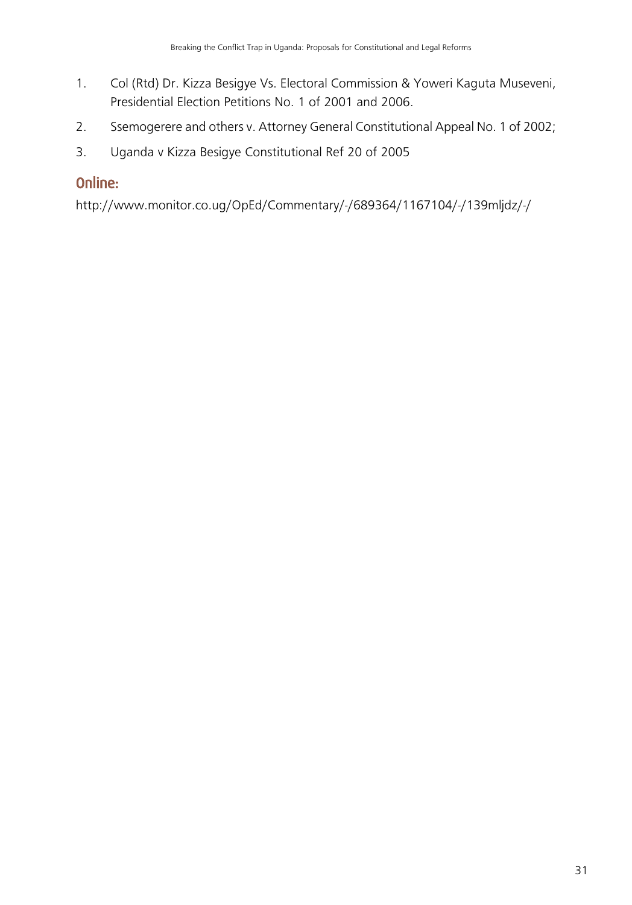1. Col (Rtd) Dr. Kizza Besigye Vs. Electoral Commission & Yoweri Kaguta Museveni, Presidential Election Petitions No. 1 of 2001 and 2006.
2. Ssemogerere and others v. Attorney General Constitutional Appeal No. 1 of 2002;
3. Uganda v Kizza Besigye Constitutional Ref 20 of 2005

## Online:

http://www.monitor.co.ug/OpEd/Commentary/-/689364/1167104/-/139mljdz/-/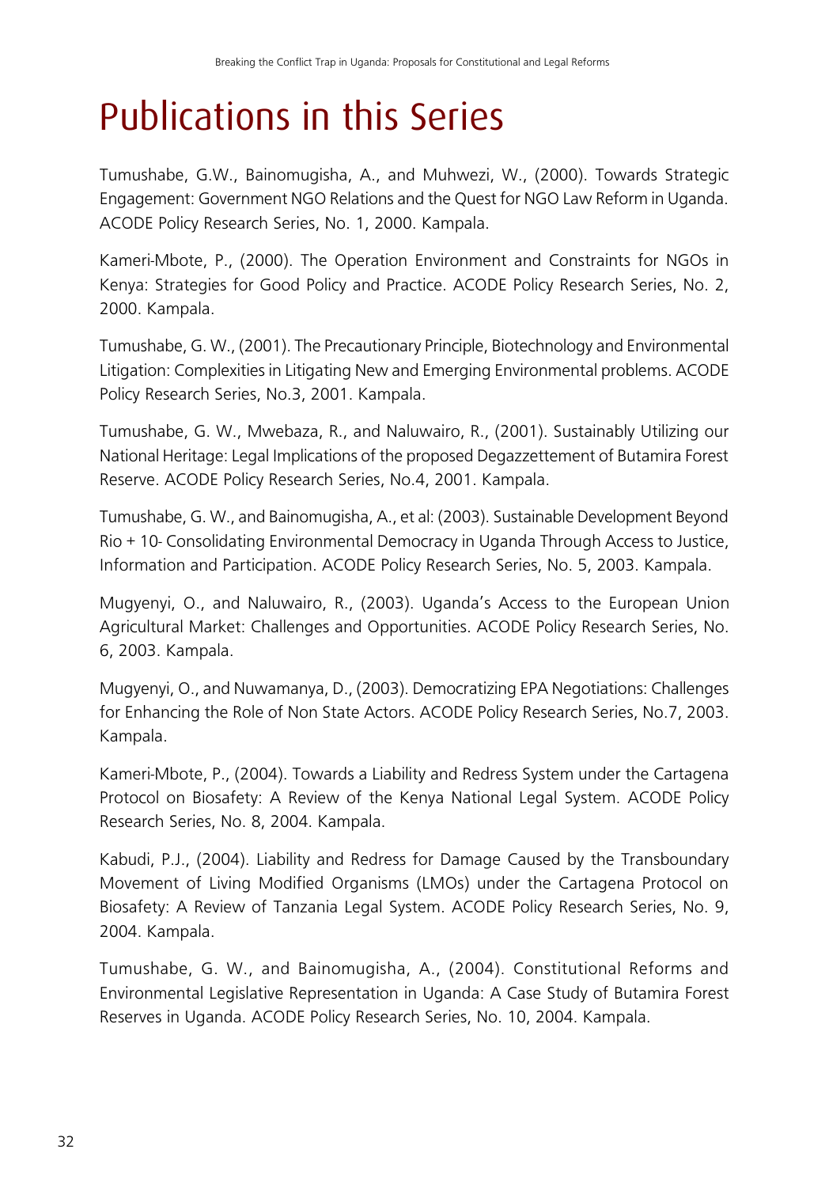# Publications in this Series

Tumushabe, G.W., Bainomugisha, A., and Muhwezi, W., (2000). Towards Strategic Engagement: Government NGO Relations and the Quest for NGO Law Reform in Uganda. ACODE Policy Research Series, No. 1, 2000. Kampala.

Kameri-Mbote, P., (2000). The Operation Environment and Constraints for NGOs in Kenya: Strategies for Good Policy and Practice. ACODE Policy Research Series, No. 2, 2000. Kampala.

Tumushabe, G. W., (2001). The Precautionary Principle, Biotechnology and Environmental Litigation: Complexities in Litigating New and Emerging Environmental problems. ACODE Policy Research Series, No.3, 2001. Kampala.

Tumushabe, G. W., Mwebaza, R., and Naluwairo, R., (2001). Sustainably Utilizing our National Heritage: Legal Implications of the proposed Degazzettement of Butamira Forest Reserve. ACODE Policy Research Series, No.4, 2001. Kampala.

Tumushabe, G. W., and Bainomugisha, A., et al: (2003). Sustainable Development Beyond Rio + 10- Consolidating Environmental Democracy in Uganda Through Access to Justice, Information and Participation. ACODE Policy Research Series, No. 5, 2003. Kampala.

Mugyenyi, O., and Naluwairo, R., (2003). Uganda's Access to the European Union Agricultural Market: Challenges and Opportunities. ACODE Policy Research Series, No. 6, 2003. Kampala.

Mugyenyi, O., and Nuwamanya, D., (2003). Democratizing EPA Negotiations: Challenges for Enhancing the Role of Non State Actors. ACODE Policy Research Series, No.7, 2003. Kampala.

Kameri-Mbote, P., (2004). Towards a Liability and Redress System under the Cartagena Protocol on Biosafety: A Review of the Kenya National Legal System. ACODE Policy Research Series, No. 8, 2004. Kampala.

Kabudi, P.J., (2004). Liability and Redress for Damage Caused by the Transboundary Movement of Living Modified Organisms (LMOs) under the Cartagena Protocol on Biosafety: A Review of Tanzania Legal System. ACODE Policy Research Series, No. 9, 2004. Kampala.

Tumushabe, G. W., and Bainomugisha, A., (2004). Constitutional Reforms and Environmental Legislative Representation in Uganda: A Case Study of Butamira Forest Reserves in Uganda. ACODE Policy Research Series, No. 10, 2004. Kampala.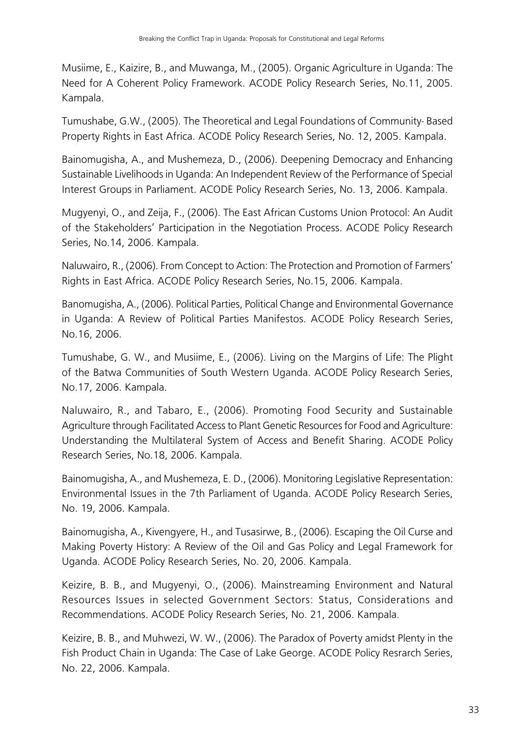Musiime, E., Kaizire, B., and Muwanga, M., (2005). Organic Agriculture in Uganda: The Need for A Coherent Policy Framework. ACODE Policy Research Series, No.11, 2005. Kampala.

Tumushabe, G.W., (2005). The Theoretical and Legal Foundations of Community- Based Property Rights in East Africa. ACODE Policy Research Series, No. 12, 2005. Kampala.

Bainomugisha, A., and Mushemeza, D., (2006). Deepening Democracy and Enhancing Sustainable Livelihoods in Uganda: An Independent Review of the Performance of Special Interest Groups in Parliament. ACODE Policy Research Series, No. 13, 2006. Kampala.

Mugyenyi, O., and Zeija, F., (2006). The East African Customs Union Protocol: An Audit of the Stakeholders' Participation in the Negotiation Process. ACODE Policy Research Series, No.14, 2006. Kampala.

Naluwairo, R., (2006). From Concept to Action: The Protection and Promotion of Farmers' Rights in East Africa. ACODE Policy Research Series, No.15, 2006. Kampala.

Banomugisha, A., (2006). Political Parties, Political Change and Environmental Governance in Uganda: A Review of Political Parties Manifestos. ACODE Policy Research Series, No.16, 2006.

Tumushabe, G. W., and Musiime, E., (2006). Living on the Margins of Life: The Plight of the Batwa Communities of South Western Uganda. ACODE Policy Research Series, No.17, 2006. Kampala.

Naluwairo, R., and Tabaro, E., (2006). Promoting Food Security and Sustainable Agriculture through Facilitated Access to Plant Genetic Resources for Food and Agriculture: Understanding the Multilateral System of Access and Benefit Sharing. ACODE Policy Research Series, No.18, 2006. Kampala.

Bainomugisha, A., and Mushemeza, E. D., (2006). Monitoring Legislative Representation: Environmental Issues in the 7th Parliament of Uganda. ACODE Policy Research Series, No. 19, 2006. Kampala.

Bainomugisha, A., Kivengyere, H., and Tusasirwe, B., (2006). Escaping the Oil Curse and Making Poverty History: A Review of the Oil and Gas Policy and Legal Framework for Uganda. ACODE Policy Research Series, No. 20, 2006. Kampala.

Keizire, B. B., and Mugyenyi, O., (2006). Mainstreaming Environment and Natural Resources Issues in selected Government Sectors: Status, Considerations and Recommendations. ACODE Policy Research Series, No. 21, 2006. Kampala.

Keizire, B. B., and Muhwezi, W. W., (2006). The Paradox of Poverty amidst Plenty in the Fish Product Chain in Uganda: The Case of Lake George. ACODE Policy Resrarch Series, No. 22, 2006. Kampala.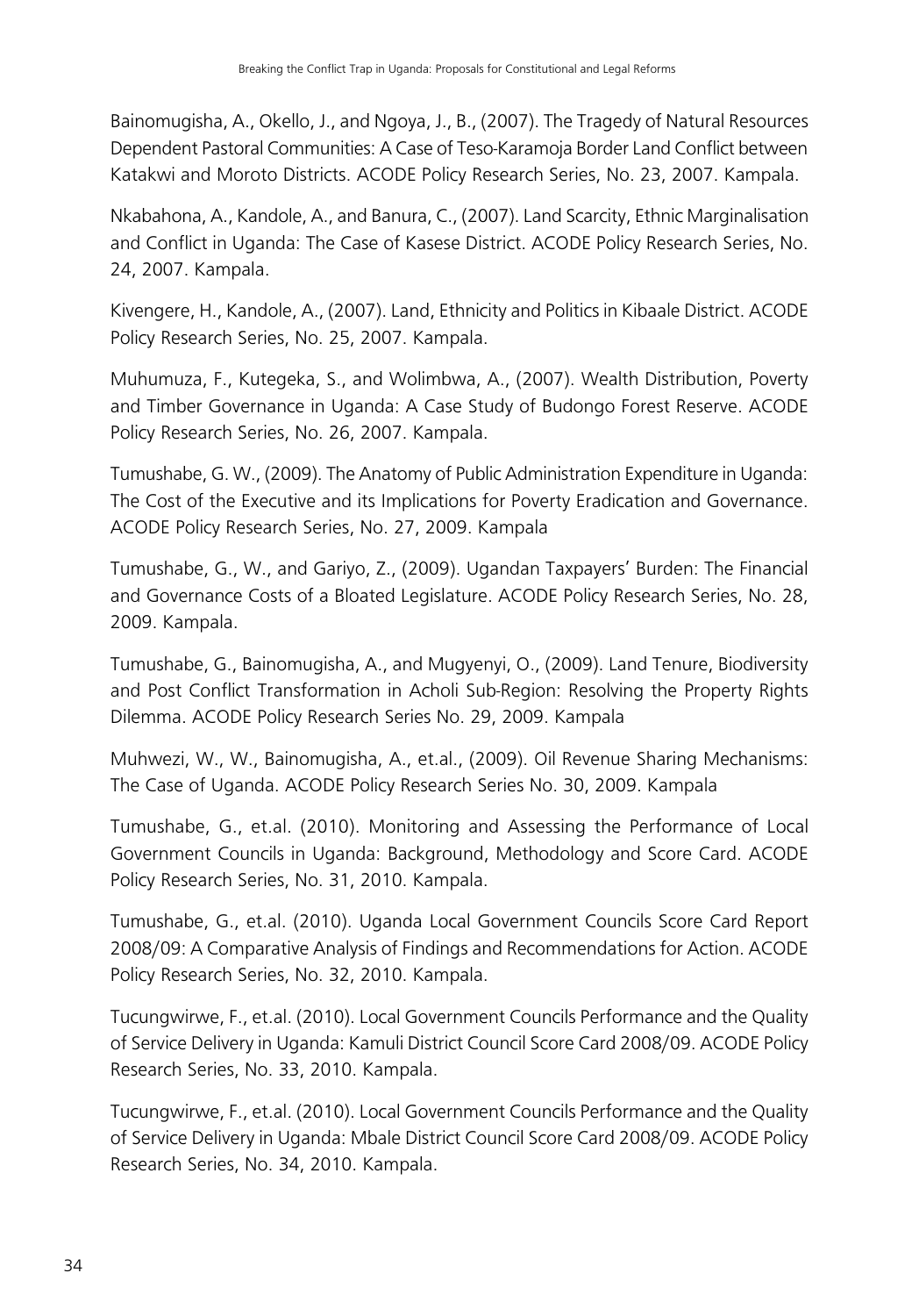Bainomugisha, A., Okello, J., and Ngoya, J., B., (2007). The Tragedy of Natural Resources Dependent Pastoral Communities: A Case of Teso-Karamoja Border Land Conflict between Katakwi and Moroto Districts. ACODE Policy Research Series, No. 23, 2007. Kampala.

Nkabahona, A., Kandole, A., and Banura, C., (2007). Land Scarcity, Ethnic Marginalisation and Conflict in Uganda: The Case of Kasese District. ACODE Policy Research Series, No. 24, 2007. Kampala.

Kivengere, H., Kandole, A., (2007). Land, Ethnicity and Politics in Kibaale District. ACODE Policy Research Series, No. 25, 2007. Kampala.

Muhumuza, F., Kutegeka, S., and Wolimbwa, A., (2007). Wealth Distribution, Poverty and Timber Governance in Uganda: A Case Study of Budongo Forest Reserve. ACODE Policy Research Series, No. 26, 2007. Kampala.

Tumushabe, G. W., (2009). The Anatomy of Public Administration Expenditure in Uganda: The Cost of the Executive and its Implications for Poverty Eradication and Governance. ACODE Policy Research Series, No. 27, 2009. Kampala

Tumushabe, G., W., and Gariyo, Z., (2009). Ugandan Taxpayers' Burden: The Financial and Governance Costs of a Bloated Legislature. ACODE Policy Research Series, No. 28, 2009. Kampala.

Tumushabe, G., Bainomugisha, A., and Mugyenyi, O., (2009). Land Tenure, Biodiversity and Post Conflict Transformation in Acholi Sub-Region: Resolving the Property Rights Dilemma. ACODE Policy Research Series No. 29, 2009. Kampala

Muhwezi, W., W., Bainomugisha, A., et.al., (2009). Oil Revenue Sharing Mechanisms: The Case of Uganda. ACODE Policy Research Series No. 30, 2009. Kampala

Tumushabe, G., et.al. (2010). Monitoring and Assessing the Performance of Local Government Councils in Uganda: Background, Methodology and Score Card. ACODE Policy Research Series, No. 31, 2010. Kampala.

Tumushabe, G., et.al. (2010). Uganda Local Government Councils Score Card Report 2008/09: A Comparative Analysis of Findings and Recommendations for Action. ACODE Policy Research Series, No. 32, 2010. Kampala.

Tucungwirwe, F., et.al. (2010). Local Government Councils Performance and the Quality of Service Delivery in Uganda: Kamuli District Council Score Card 2008/09. ACODE Policy Research Series, No. 33, 2010. Kampala.

Tucungwirwe, F., et.al. (2010). Local Government Councils Performance and the Quality of Service Delivery in Uganda: Mbale District Council Score Card 2008/09. ACODE Policy Research Series, No. 34, 2010. Kampala.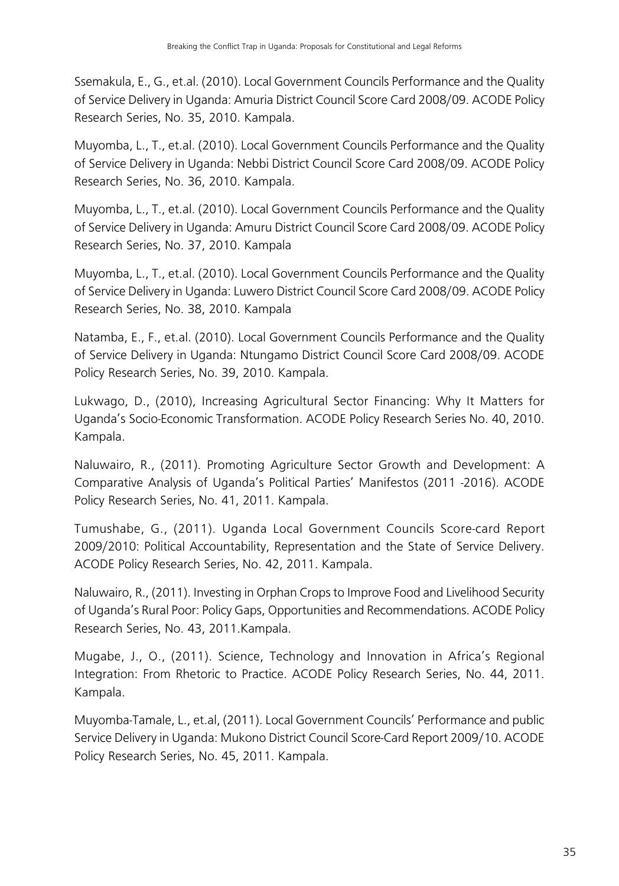Ssemakula, E., G., et.al. (2010). Local Government Councils Performance and the Quality of Service Delivery in Uganda: Amuria District Council Score Card 2008/09. ACODE Policy Research Series, No. 35, 2010. Kampala.

Muyomba, L., T., et.al. (2010). Local Government Councils Performance and the Quality of Service Delivery in Uganda: Nebbi District Council Score Card 2008/09. ACODE Policy Research Series, No. 36, 2010. Kampala.

Muyomba, L., T., et.al. (2010). Local Government Councils Performance and the Quality of Service Delivery in Uganda: Amuru District Council Score Card 2008/09. ACODE Policy Research Series, No. 37, 2010. Kampala

Muyomba, L., T., et.al. (2010). Local Government Councils Performance and the Quality of Service Delivery in Uganda: Luwero District Council Score Card 2008/09. ACODE Policy Research Series, No. 38, 2010. Kampala

Natamba, E., F., et.al. (2010). Local Government Councils Performance and the Quality of Service Delivery in Uganda: Ntungamo District Council Score Card 2008/09. ACODE Policy Research Series, No. 39, 2010. Kampala.

Lukwago, D., (2010), Increasing Agricultural Sector Financing: Why It Matters for Uganda's Socio-Economic Transformation. ACODE Policy Research Series No. 40, 2010. Kampala.

Naluwairo, R., (2011). Promoting Agriculture Sector Growth and Development: A Comparative Analysis of Uganda's Political Parties' Manifestos (2011 -2016). ACODE Policy Research Series, No. 41, 2011. Kampala.

Tumushabe, G., (2011). Uganda Local Government Councils Score-card Report 2009/2010: Political Accountability, Representation and the State of Service Delivery. ACODE Policy Research Series, No. 42, 2011. Kampala.

Naluwairo, R., (2011). Investing in Orphan Crops to Improve Food and Livelihood Security of Uganda's Rural Poor: Policy Gaps, Opportunities and Recommendations. ACODE Policy Research Series, No. 43, 2011.Kampala.

Mugabe, J., O., (2011). Science, Technology and Innovation in Africa's Regional Integration: From Rhetoric to Practice. ACODE Policy Research Series, No. 44, 2011. Kampala.

Muyomba-Tamale, L., et.al, (2011). Local Government Councils' Performance and public Service Delivery in Uganda: Mukono District Council Score-Card Report 2009/10. ACODE Policy Research Series, No. 45, 2011. Kampala.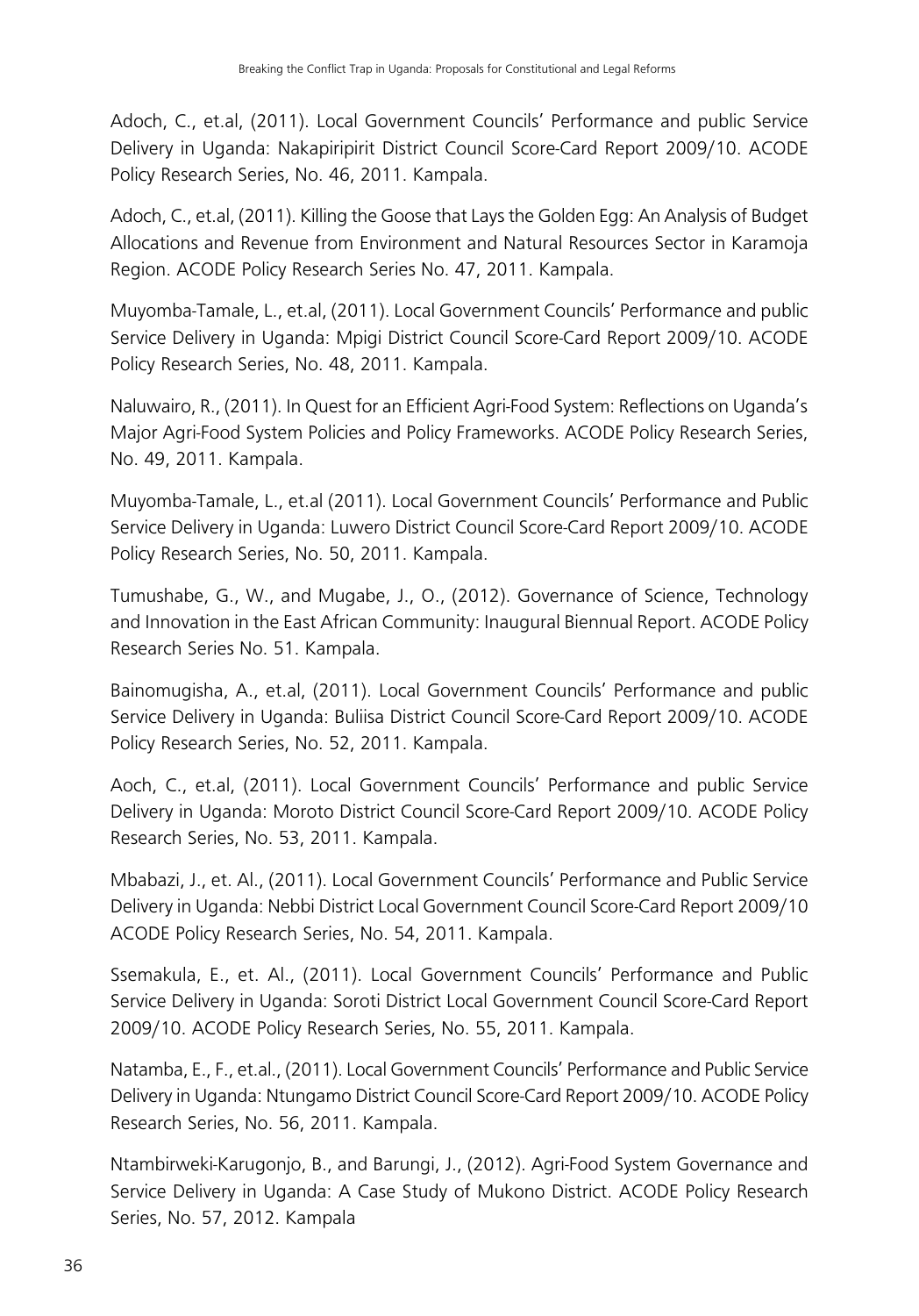Adoch, C., et.al, (2011). Local Government Councils' Performance and public Service Delivery in Uganda: Nakapiripirit District Council Score-Card Report 2009/10. ACODE Policy Research Series, No. 46, 2011. Kampala.

Adoch, C., et.al, (2011). Killing the Goose that Lays the Golden Egg: An Analysis of Budget Allocations and Revenue from Environment and Natural Resources Sector in Karamoja Region. ACODE Policy Research Series No. 47, 2011. Kampala.

Muyomba-Tamale, L., et.al, (2011). Local Government Councils' Performance and public Service Delivery in Uganda: Mpigi District Council Score-Card Report 2009/10. ACODE Policy Research Series, No. 48, 2011. Kampala.

Naluwairo, R., (2011). In Quest for an Efficient Agri-Food System: Reflections on Uganda's Major Agri-Food System Policies and Policy Frameworks. ACODE Policy Research Series, No. 49, 2011. Kampala.

Muyomba-Tamale, L., et.al (2011). Local Government Councils' Performance and Public Service Delivery in Uganda: Luwero District Council Score-Card Report 2009/10. ACODE Policy Research Series, No. 50, 2011. Kampala.

Tumushabe, G., W., and Mugabe, J., O., (2012). Governance of Science, Technology and Innovation in the East African Community: Inaugural Biennual Report. ACODE Policy Research Series No. 51. Kampala.

Bainomugisha, A., et.al, (2011). Local Government Councils' Performance and public Service Delivery in Uganda: Buliisa District Council Score-Card Report 2009/10. ACODE Policy Research Series, No. 52, 2011. Kampala.

Aoch, C., et.al, (2011). Local Government Councils' Performance and public Service Delivery in Uganda: Moroto District Council Score-Card Report 2009/10. ACODE Policy Research Series, No. 53, 2011. Kampala.

Mbabazi, J., et. Al., (2011). Local Government Councils' Performance and Public Service Delivery in Uganda: Nebbi District Local Government Council Score-Card Report 2009/10 ACODE Policy Research Series, No. 54, 2011. Kampala.

Ssemakula, E., et. Al., (2011). Local Government Councils' Performance and Public Service Delivery in Uganda: Soroti District Local Government Council Score-Card Report 2009/10. ACODE Policy Research Series, No. 55, 2011. Kampala.

Natamba, E., F., et.al., (2011). Local Government Councils' Performance and Public Service Delivery in Uganda: Ntungamo District Council Score-Card Report 2009/10. ACODE Policy Research Series, No. 56, 2011. Kampala.

Ntambirweki-Karugonjo, B., and Barungi, J., (2012). Agri-Food System Governance and Service Delivery in Uganda: A Case Study of Mukono District. ACODE Policy Research Series, No. 57, 2012. Kampala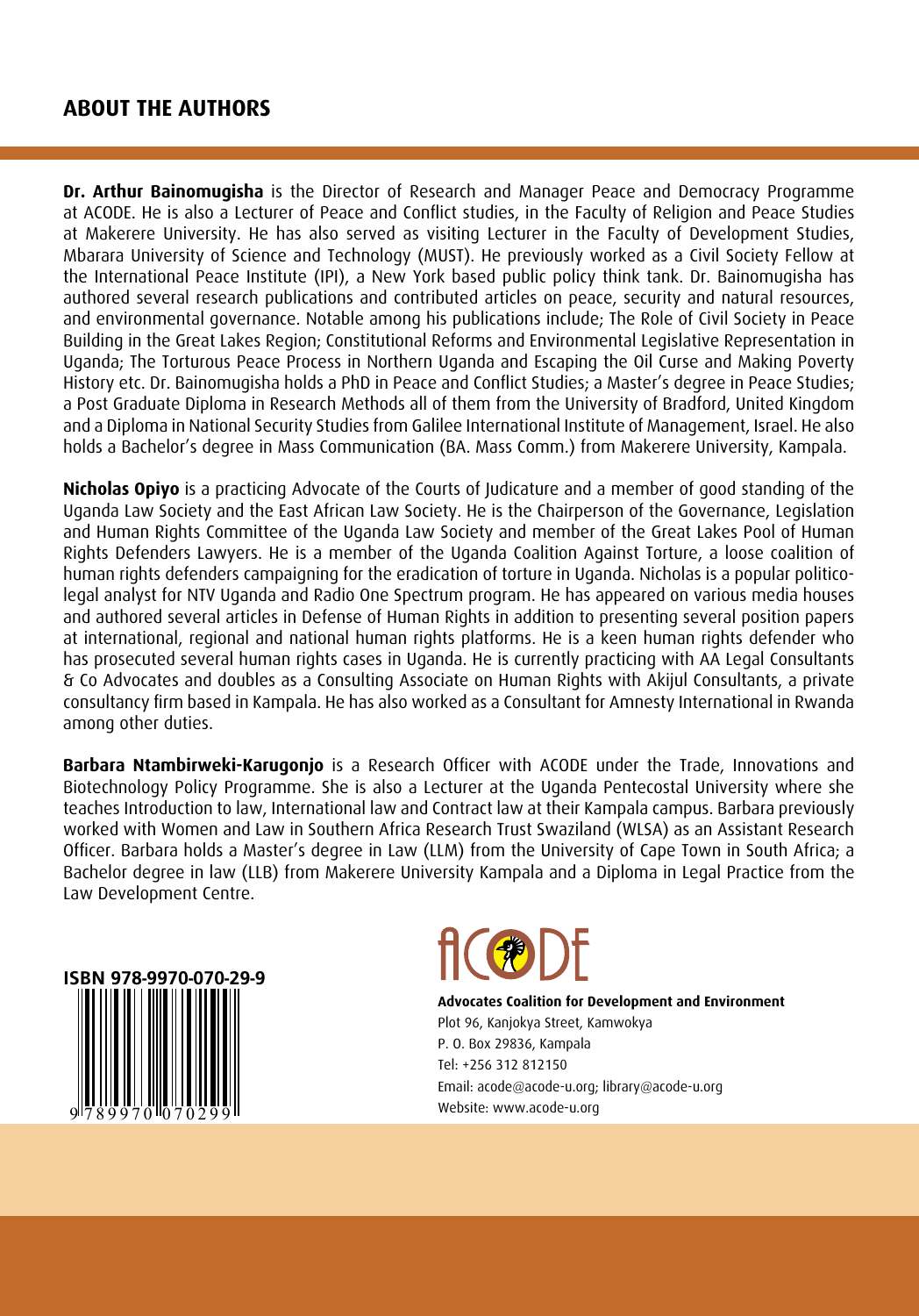## ABOUT THE AUTHORS

**Dr. Arthur Bainomugisha** is the Director of Research and Manager Peace and Democracy Programme at ACODE. He is also a Lecturer of Peace and Conflict studies, in the Faculty of Religion and Peace Studies at Makerere University. He has also served as visiting Lecturer in the Faculty of Development Studies, Mbarara University of Science and Technology (MUST). He previously worked as a Civil Society Fellow at the International Peace Institute (IPI), a New York based public policy think tank. Dr. Bainomugisha has authored several research publications and contributed articles on peace, security and natural resources, and environmental governance. Notable among his publications include; The Role of Civil Society in Peace Building in the Great Lakes Region; Constitutional Reforms and Environmental Legislative Representation in Uganda; The Torturous Peace Process in Northern Uganda and Escaping the Oil Curse and Making Poverty History etc. Dr. Bainomugisha holds a PhD in Peace and Conflict Studies; a Master's degree in Peace Studies; a Post Graduate Diploma in Research Methods all of them from the University of Bradford, United Kingdom and a Diploma in National Security Studies from Galilee International Institute of Management, Israel. He also holds a Bachelor's degree in Mass Communication (BA. Mass Comm.) from Makerere University, Kampala.

**Nicholas Opiyo** is a practicing Advocate of the Courts of Judicature and a member of good standing of the Uganda Law Society and the East African Law Society. He is the Chairperson of the Governance, Legislation and Human Rights Committee of the Uganda Law Society and member of the Great Lakes Pool of Human Rights Defenders Lawyers. He is a member of the Uganda Coalition Against Torture, a loose coalition of human rights defenders campaigning for the eradication of torture in Uganda. Nicholas is a popular politico-legal analyst for NTV Uganda and Radio One Spectrum program. He has appeared on various media houses and authored several articles in Defense of Human Rights in addition to presenting several position papers at international, regional and national human rights platforms. He is a keen human rights defender who has prosecuted several human rights cases in Uganda. He is currently practicing with AA Legal Consultants & Co Advocates and doubles as a Consulting Associate on Human Rights with Akijul Consultants, a private consultancy firm based in Kampala. He has also worked as a Consultant for Amnesty International in Rwanda among other duties.

**Barbara Ntambirweki-Karugonjo** is a Research Officer with ACODE under the Trade, Innovations and Biotechnology Policy Programme. She is also a Lecturer at the Uganda Pentecostal University where she teaches Introduction to law, International law and Contract law at their Kampala campus. Barbara previously worked with Women and Law in Southern Africa Research Trust Swaziland (WLSA) as an Assistant Research Officer. Barbara holds a Master's degree in Law (LLM) from the University of Cape Town in South Africa; a Bachelor degree in law (LLB) from Makerere University Kampala and a Diploma in Legal Practice from the Law Development Centre.

ISBN 978-9970-070-29-9

9 789970 070299

ACODE

**Advocates Coalition for Development and Environment**
Plot 96, Kanjokya Street, Kamwokya
P. O. Box 29836, Kampala
Tel: +256 312 812150
Email: acode@acode-u.org; library@acode-u.org
Website: www.acode-u.org